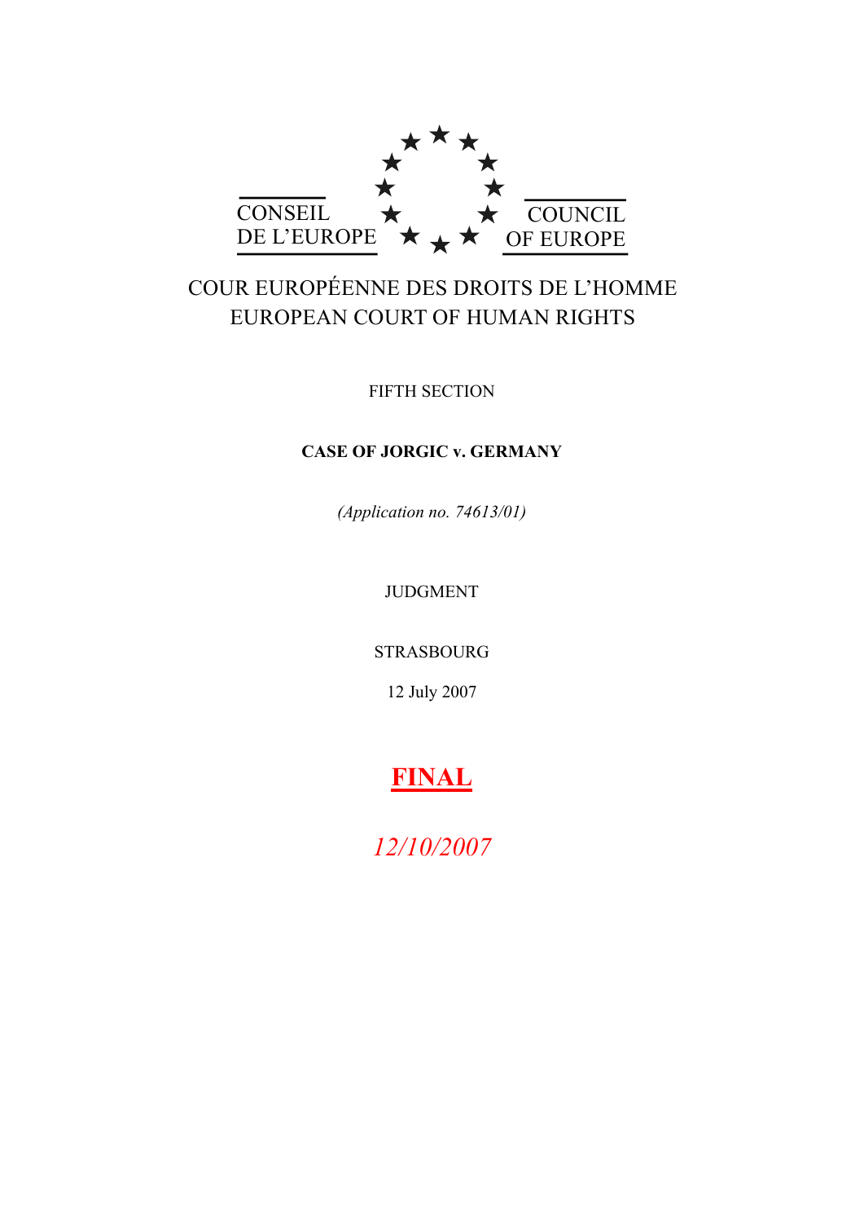CONSEIL DE L'EUROPE

COUNCIL OF EUROPE

COUR EUROPÉENNE DES DROITS DE L'HOMME
EUROPEAN COURT OF HUMAN RIGHTS

FIFTH SECTION

**CASE OF JORGIC v. GERMANY**

*(Application no. 74613/01)*

JUDGMENT

STRASBOURG

12 July 2007

**FINAL**

*12/10/2007*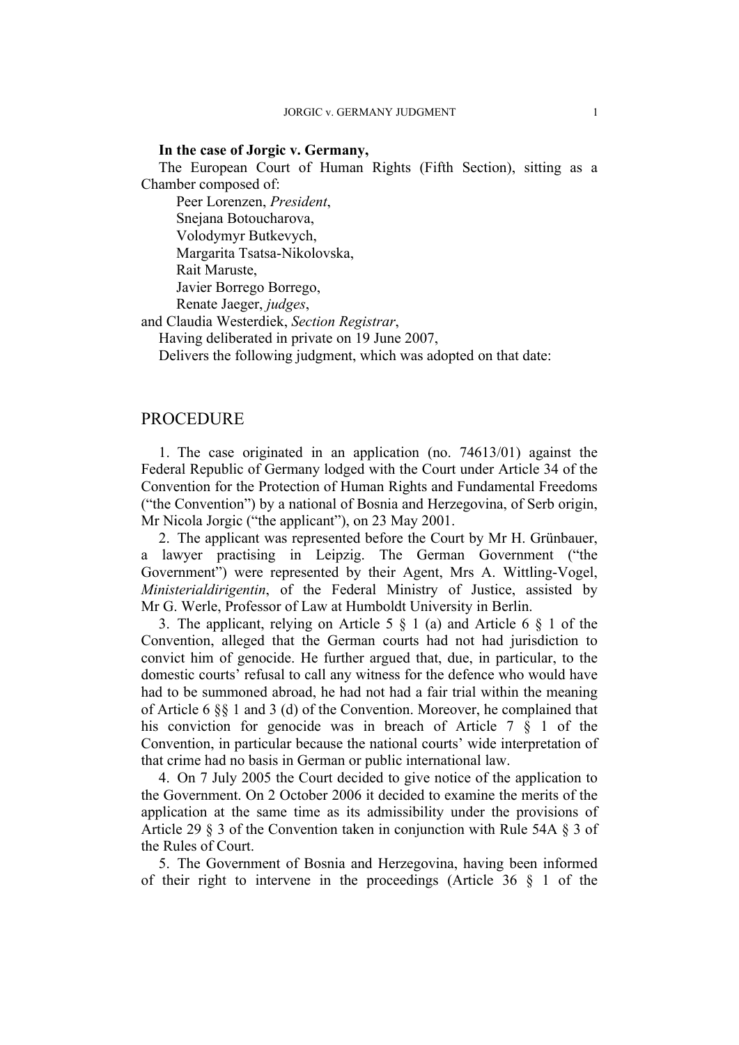**In the case of Jorgic v. Germany,**

The European Court of Human Rights (Fifth Section), sitting as a Chamber composed of:

Peer Lorenzen, *President*,
Snejana Botoucharova,
Volodymyr Butkevych,
Margarita Tsatsa-Nikolovska,
Rait Maruste,
Javier Borrego Borrego,
Renate Jaeger, *judges*,
and Claudia Westerdiek, *Section Registrar*,

Having deliberated in private on 19 June 2007,

Delivers the following judgment, which was adopted on that date:

# PROCEDURE

1. The case originated in an application (no. 74613/01) against the Federal Republic of Germany lodged with the Court under Article 34 of the Convention for the Protection of Human Rights and Fundamental Freedoms ("the Convention") by a national of Bosnia and Herzegovina, of Serb origin, Mr Nicola Jorgic ("the applicant"), on 23 May 2001.

2. The applicant was represented before the Court by Mr H. Grünbauer, a lawyer practising in Leipzig. The German Government ("the Government") were represented by their Agent, Mrs A. Wittling-Vogel, *Ministerialdirigentin*, of the Federal Ministry of Justice, assisted by Mr G. Werle, Professor of Law at Humboldt University in Berlin.

3. The applicant, relying on Article 5 § 1 (a) and Article 6 § 1 of the Convention, alleged that the German courts had not had jurisdiction to convict him of genocide. He further argued that, due, in particular, to the domestic courts' refusal to call any witness for the defence who would have had to be summoned abroad, he had not had a fair trial within the meaning of Article 6 §§ 1 and 3 (d) of the Convention. Moreover, he complained that his conviction for genocide was in breach of Article 7 § 1 of the Convention, in particular because the national courts' wide interpretation of that crime had no basis in German or public international law.

4. On 7 July 2005 the Court decided to give notice of the application to the Government. On 2 October 2006 it decided to examine the merits of the application at the same time as its admissibility under the provisions of Article 29 § 3 of the Convention taken in conjunction with Rule 54A § 3 of the Rules of Court.

5. The Government of Bosnia and Herzegovina, having been informed of their right to intervene in the proceedings (Article 36 § 1 of the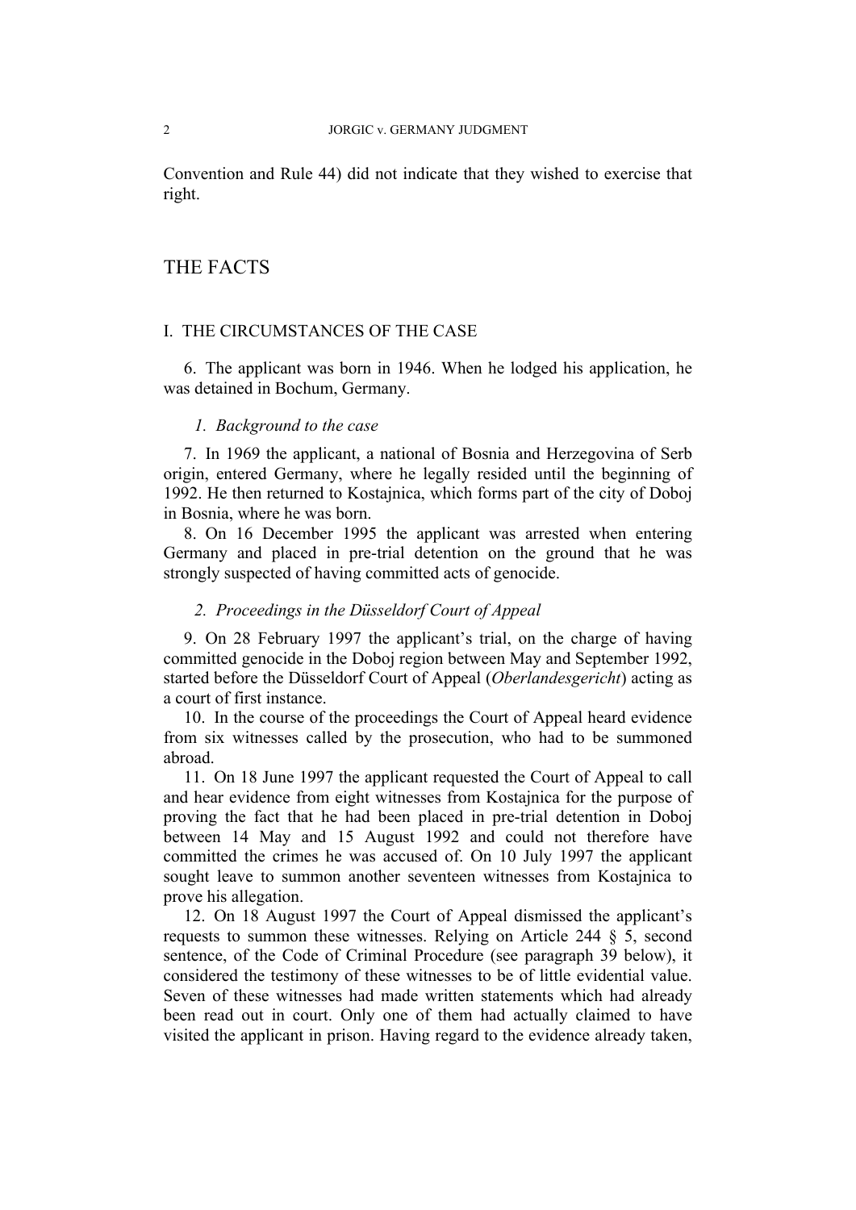Convention and Rule 44) did not indicate that they wished to exercise that right.

# THE FACTS

## I. THE CIRCUMSTANCES OF THE CASE

6. The applicant was born in 1946. When he lodged his application, he was detained in Bochum, Germany.

### *1. Background to the case*

7. In 1969 the applicant, a national of Bosnia and Herzegovina of Serb origin, entered Germany, where he legally resided until the beginning of 1992. He then returned to Kostajnica, which forms part of the city of Doboj in Bosnia, where he was born.

8. On 16 December 1995 the applicant was arrested when entering Germany and placed in pre-trial detention on the ground that he was strongly suspected of having committed acts of genocide.

### *2. Proceedings in the Düsseldorf Court of Appeal*

9. On 28 February 1997 the applicant's trial, on the charge of having committed genocide in the Doboj region between May and September 1992, started before the Düsseldorf Court of Appeal (*Oberlandesgericht*) acting as a court of first instance.

10. In the course of the proceedings the Court of Appeal heard evidence from six witnesses called by the prosecution, who had to be summoned abroad.

11. On 18 June 1997 the applicant requested the Court of Appeal to call and hear evidence from eight witnesses from Kostajnica for the purpose of proving the fact that he had been placed in pre-trial detention in Doboj between 14 May and 15 August 1992 and could not therefore have committed the crimes he was accused of. On 10 July 1997 the applicant sought leave to summon another seventeen witnesses from Kostajnica to prove his allegation.

12. On 18 August 1997 the Court of Appeal dismissed the applicant's requests to summon these witnesses. Relying on Article 244 § 5, second sentence, of the Code of Criminal Procedure (see paragraph 39 below), it considered the testimony of these witnesses to be of little evidential value. Seven of these witnesses had made written statements which had already been read out in court. Only one of them had actually claimed to have visited the applicant in prison. Having regard to the evidence already taken,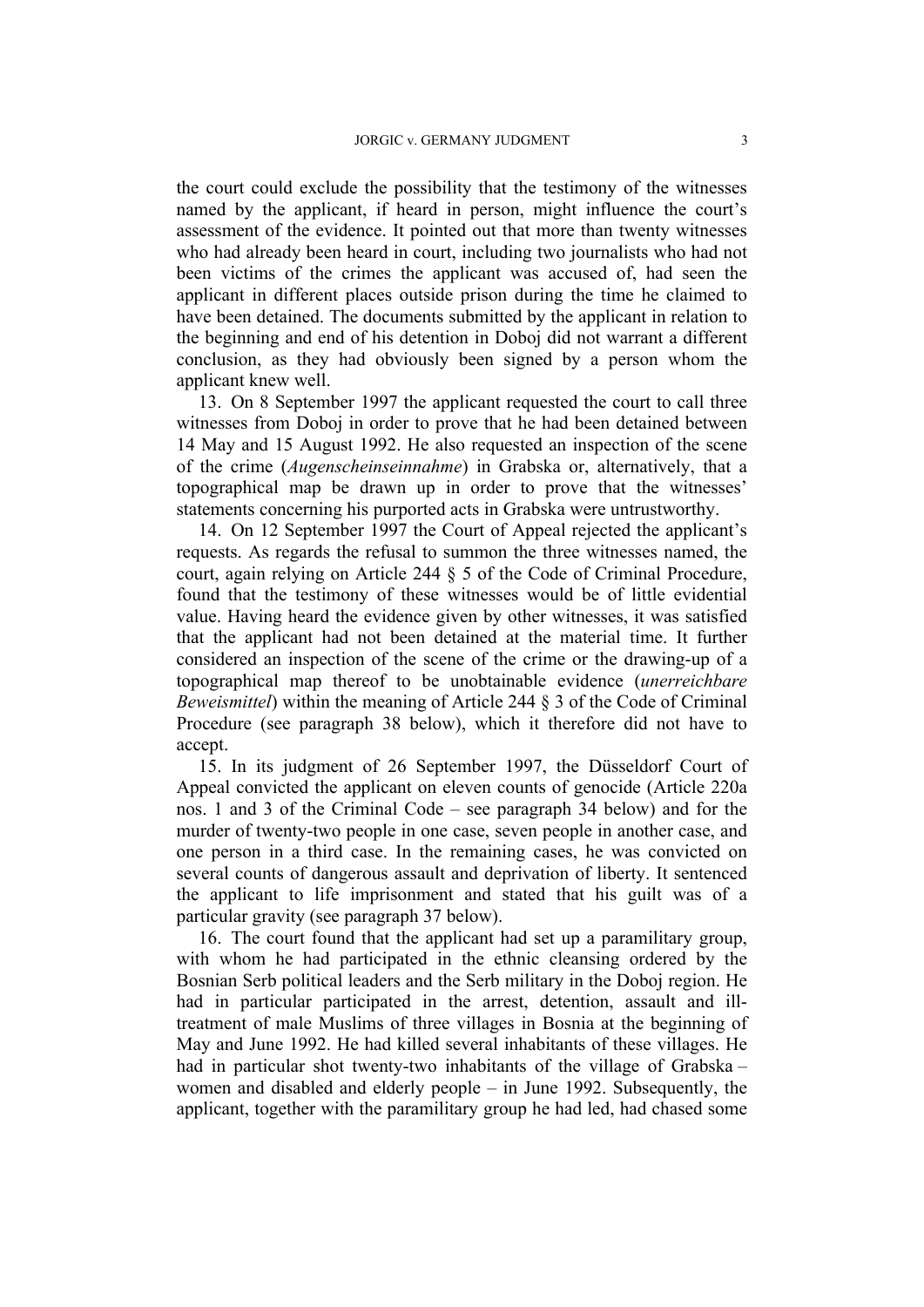the court could exclude the possibility that the testimony of the witnesses named by the applicant, if heard in person, might influence the court's assessment of the evidence. It pointed out that more than twenty witnesses who had already been heard in court, including two journalists who had not been victims of the crimes the applicant was accused of, had seen the applicant in different places outside prison during the time he claimed to have been detained. The documents submitted by the applicant in relation to the beginning and end of his detention in Doboj did not warrant a different conclusion, as they had obviously been signed by a person whom the applicant knew well.

13. On 8 September 1997 the applicant requested the court to call three witnesses from Doboj in order to prove that he had been detained between 14 May and 15 August 1992. He also requested an inspection of the scene of the crime (*Augenscheinseinnahme*) in Grabska or, alternatively, that a topographical map be drawn up in order to prove that the witnesses' statements concerning his purported acts in Grabska were untrustworthy.

14. On 12 September 1997 the Court of Appeal rejected the applicant's requests. As regards the refusal to summon the three witnesses named, the court, again relying on Article 244 § 5 of the Code of Criminal Procedure, found that the testimony of these witnesses would be of little evidential value. Having heard the evidence given by other witnesses, it was satisfied that the applicant had not been detained at the material time. It further considered an inspection of the scene of the crime or the drawing-up of a topographical map thereof to be unobtainable evidence (*unerreichbare Beweismittel*) within the meaning of Article 244 § 3 of the Code of Criminal Procedure (see paragraph 38 below), which it therefore did not have to accept.

15. In its judgment of 26 September 1997, the Düsseldorf Court of Appeal convicted the applicant on eleven counts of genocide (Article 220a nos. 1 and 3 of the Criminal Code – see paragraph 34 below) and for the murder of twenty-two people in one case, seven people in another case, and one person in a third case. In the remaining cases, he was convicted on several counts of dangerous assault and deprivation of liberty. It sentenced the applicant to life imprisonment and stated that his guilt was of a particular gravity (see paragraph 37 below).

16. The court found that the applicant had set up a paramilitary group, with whom he had participated in the ethnic cleansing ordered by the Bosnian Serb political leaders and the Serb military in the Doboj region. He had in particular participated in the arrest, detention, assault and ill-treatment of male Muslims of three villages in Bosnia at the beginning of May and June 1992. He had killed several inhabitants of these villages. He had in particular shot twenty-two inhabitants of the village of Grabska – women and disabled and elderly people – in June 1992. Subsequently, the applicant, together with the paramilitary group he had led, had chased some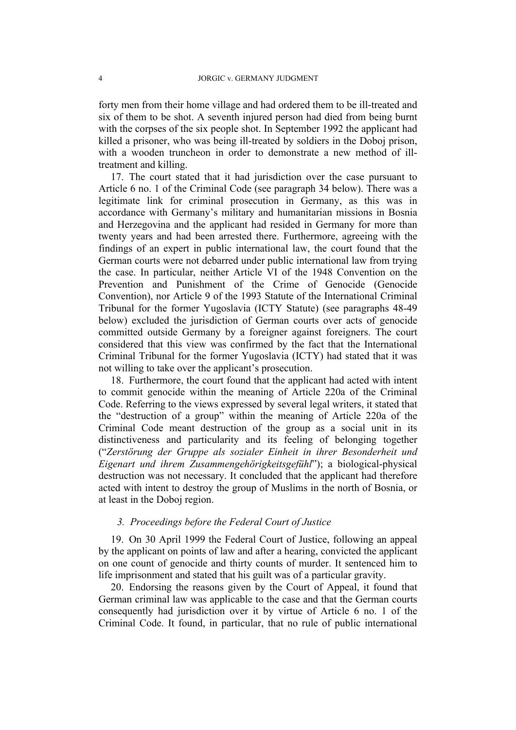forty men from their home village and had ordered them to be ill-treated and six of them to be shot. A seventh injured person had died from being burnt with the corpses of the six people shot. In September 1992 the applicant had killed a prisoner, who was being ill-treated by soldiers in the Doboj prison, with a wooden truncheon in order to demonstrate a new method of ill-treatment and killing.

17. The court stated that it had jurisdiction over the case pursuant to Article 6 no. 1 of the Criminal Code (see paragraph 34 below). There was a legitimate link for criminal prosecution in Germany, as this was in accordance with Germany's military and humanitarian missions in Bosnia and Herzegovina and the applicant had resided in Germany for more than twenty years and had been arrested there. Furthermore, agreeing with the findings of an expert in public international law, the court found that the German courts were not debarred under public international law from trying the case. In particular, neither Article VI of the 1948 Convention on the Prevention and Punishment of the Crime of Genocide (Genocide Convention), nor Article 9 of the 1993 Statute of the International Criminal Tribunal for the former Yugoslavia (ICTY Statute) (see paragraphs 48-49 below) excluded the jurisdiction of German courts over acts of genocide committed outside Germany by a foreigner against foreigners. The court considered that this view was confirmed by the fact that the International Criminal Tribunal for the former Yugoslavia (ICTY) had stated that it was not willing to take over the applicant's prosecution.

18. Furthermore, the court found that the applicant had acted with intent to commit genocide within the meaning of Article 220a of the Criminal Code. Referring to the views expressed by several legal writers, it stated that the "destruction of a group" within the meaning of Article 220a of the Criminal Code meant destruction of the group as a social unit in its distinctiveness and particularity and its feeling of belonging together ("*Zerstörung der Gruppe als sozialer Einheit in ihrer Besonderheit und Eigenart und ihrem Zusammengehörigkeitsgefühl*"); a biological-physical destruction was not necessary. It concluded that the applicant had therefore acted with intent to destroy the group of Muslims in the north of Bosnia, or at least in the Doboj region.

### *3. Proceedings before the Federal Court of Justice*

19. On 30 April 1999 the Federal Court of Justice, following an appeal by the applicant on points of law and after a hearing, convicted the applicant on one count of genocide and thirty counts of murder. It sentenced him to life imprisonment and stated that his guilt was of a particular gravity.

20. Endorsing the reasons given by the Court of Appeal, it found that German criminal law was applicable to the case and that the German courts consequently had jurisdiction over it by virtue of Article 6 no. 1 of the Criminal Code. It found, in particular, that no rule of public international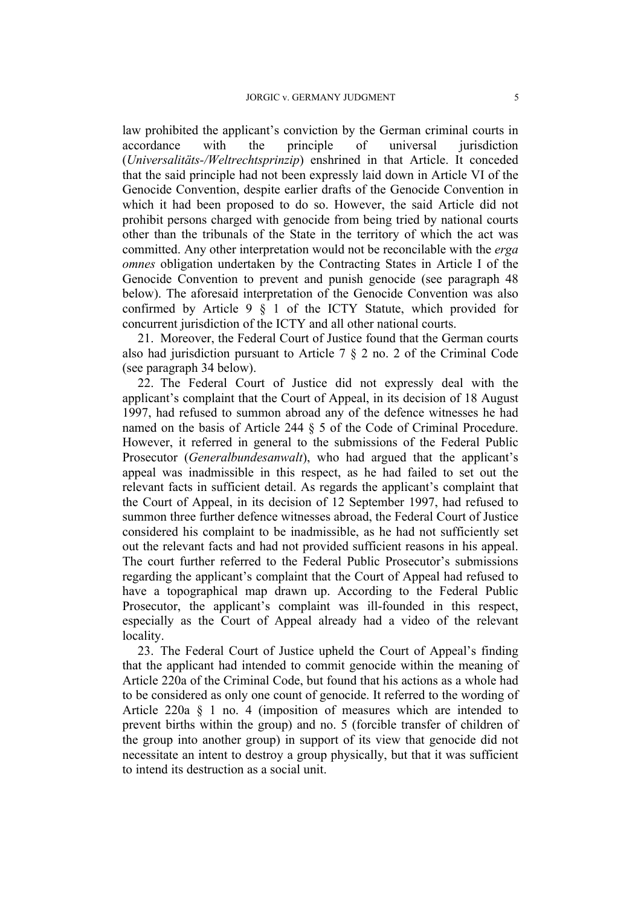law prohibited the applicant's conviction by the German criminal courts in accordance with the principle of universal jurisdiction (*Universalitäts-/Weltrechtsprinzip*) enshrined in that Article. It conceded that the said principle had not been expressly laid down in Article VI of the Genocide Convention, despite earlier drafts of the Genocide Convention in which it had been proposed to do so. However, the said Article did not prohibit persons charged with genocide from being tried by national courts other than the tribunals of the State in the territory of which the act was committed. Any other interpretation would not be reconcilable with the *erga omnes* obligation undertaken by the Contracting States in Article I of the Genocide Convention to prevent and punish genocide (see paragraph 48 below). The aforesaid interpretation of the Genocide Convention was also confirmed by Article 9 § 1 of the ICTY Statute, which provided for concurrent jurisdiction of the ICTY and all other national courts.

21. Moreover, the Federal Court of Justice found that the German courts also had jurisdiction pursuant to Article 7 § 2 no. 2 of the Criminal Code (see paragraph 34 below).

22. The Federal Court of Justice did not expressly deal with the applicant's complaint that the Court of Appeal, in its decision of 18 August 1997, had refused to summon abroad any of the defence witnesses he had named on the basis of Article 244 § 5 of the Code of Criminal Procedure. However, it referred in general to the submissions of the Federal Public Prosecutor (*Generalbundesanwalt*), who had argued that the applicant's appeal was inadmissible in this respect, as he had failed to set out the relevant facts in sufficient detail. As regards the applicant's complaint that the Court of Appeal, in its decision of 12 September 1997, had refused to summon three further defence witnesses abroad, the Federal Court of Justice considered his complaint to be inadmissible, as he had not sufficiently set out the relevant facts and had not provided sufficient reasons in his appeal. The court further referred to the Federal Public Prosecutor's submissions regarding the applicant's complaint that the Court of Appeal had refused to have a topographical map drawn up. According to the Federal Public Prosecutor, the applicant's complaint was ill-founded in this respect, especially as the Court of Appeal already had a video of the relevant locality.

23. The Federal Court of Justice upheld the Court of Appeal's finding that the applicant had intended to commit genocide within the meaning of Article 220a of the Criminal Code, but found that his actions as a whole had to be considered as only one count of genocide. It referred to the wording of Article 220a § 1 no. 4 (imposition of measures which are intended to prevent births within the group) and no. 5 (forcible transfer of children of the group into another group) in support of its view that genocide did not necessitate an intent to destroy a group physically, but that it was sufficient to intend its destruction as a social unit.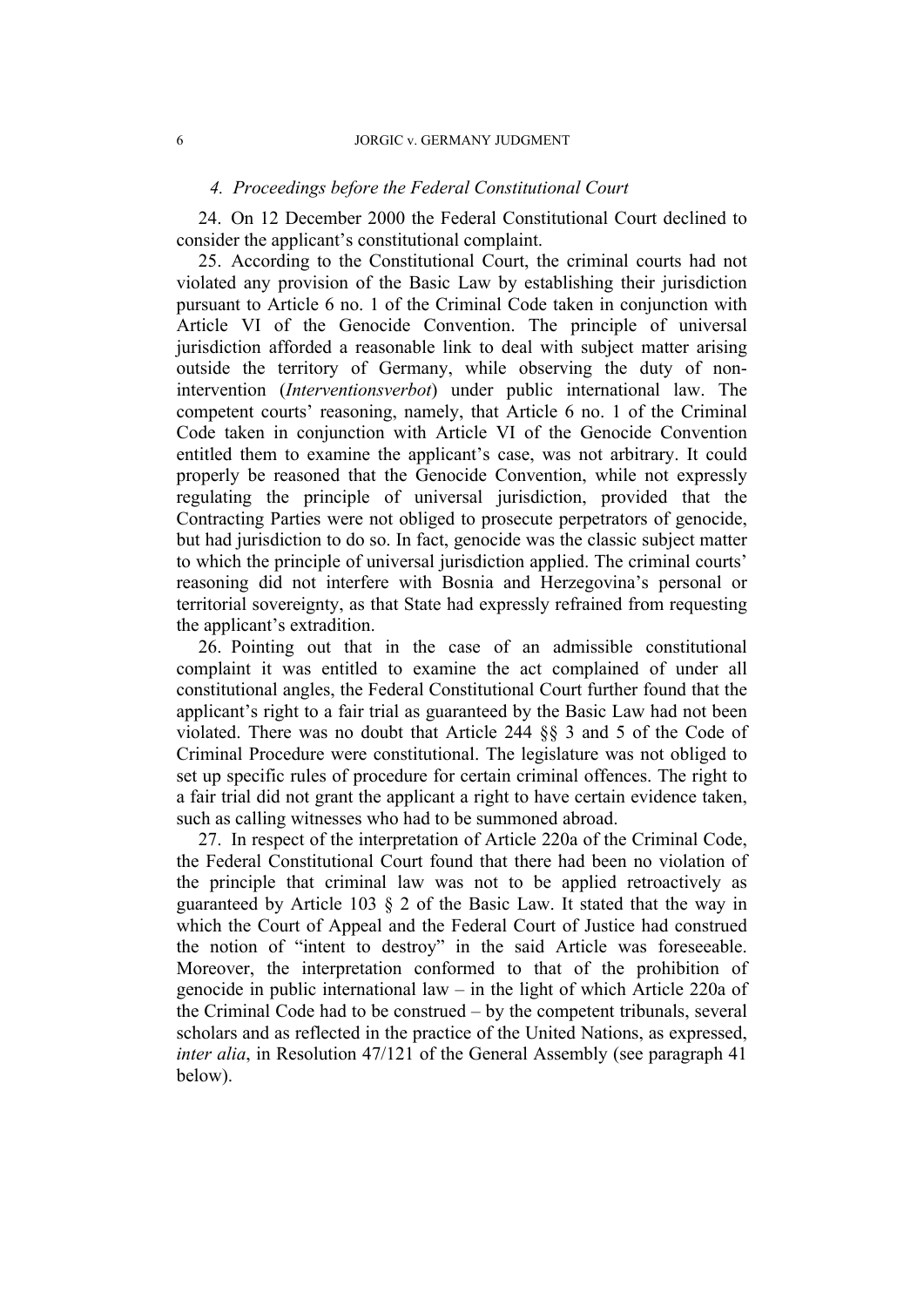#### *4. Proceedings before the Federal Constitutional Court*

24. On 12 December 2000 the Federal Constitutional Court declined to consider the applicant's constitutional complaint.

25. According to the Constitutional Court, the criminal courts had not violated any provision of the Basic Law by establishing their jurisdiction pursuant to Article 6 no. 1 of the Criminal Code taken in conjunction with Article VI of the Genocide Convention. The principle of universal jurisdiction afforded a reasonable link to deal with subject matter arising outside the territory of Germany, while observing the duty of non-intervention (*Interventionsverbot*) under public international law. The competent courts' reasoning, namely, that Article 6 no. 1 of the Criminal Code taken in conjunction with Article VI of the Genocide Convention entitled them to examine the applicant's case, was not arbitrary. It could properly be reasoned that the Genocide Convention, while not expressly regulating the principle of universal jurisdiction, provided that the Contracting Parties were not obliged to prosecute perpetrators of genocide, but had jurisdiction to do so. In fact, genocide was the classic subject matter to which the principle of universal jurisdiction applied. The criminal courts' reasoning did not interfere with Bosnia and Herzegovina's personal or territorial sovereignty, as that State had expressly refrained from requesting the applicant's extradition.

26. Pointing out that in the case of an admissible constitutional complaint it was entitled to examine the act complained of under all constitutional angles, the Federal Constitutional Court further found that the applicant's right to a fair trial as guaranteed by the Basic Law had not been violated. There was no doubt that Article 244 §§ 3 and 5 of the Code of Criminal Procedure were constitutional. The legislature was not obliged to set up specific rules of procedure for certain criminal offences. The right to a fair trial did not grant the applicant a right to have certain evidence taken, such as calling witnesses who had to be summoned abroad.

27. In respect of the interpretation of Article 220a of the Criminal Code, the Federal Constitutional Court found that there had been no violation of the principle that criminal law was not to be applied retroactively as guaranteed by Article 103 § 2 of the Basic Law. It stated that the way in which the Court of Appeal and the Federal Court of Justice had construed the notion of "intent to destroy" in the said Article was foreseeable. Moreover, the interpretation conformed to that of the prohibition of genocide in public international law – in the light of which Article 220a of the Criminal Code had to be construed – by the competent tribunals, several scholars and as reflected in the practice of the United Nations, as expressed, *inter alia*, in Resolution 47/121 of the General Assembly (see paragraph 41 below).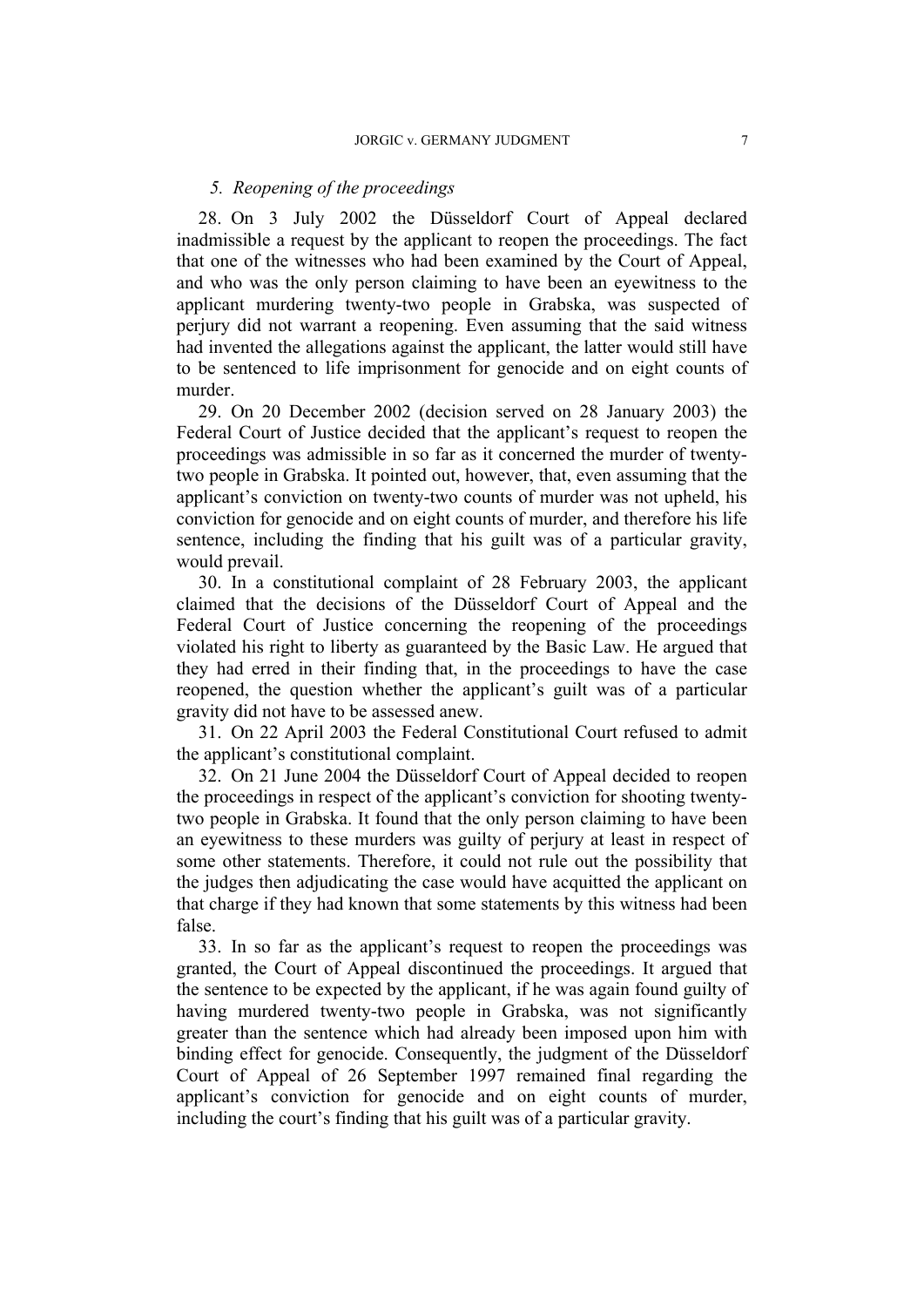### *5. Reopening of the proceedings*

28. On 3 July 2002 the Düsseldorf Court of Appeal declared inadmissible a request by the applicant to reopen the proceedings. The fact that one of the witnesses who had been examined by the Court of Appeal, and who was the only person claiming to have been an eyewitness to the applicant murdering twenty-two people in Grabska, was suspected of perjury did not warrant a reopening. Even assuming that the said witness had invented the allegations against the applicant, the latter would still have to be sentenced to life imprisonment for genocide and on eight counts of murder.

29. On 20 December 2002 (decision served on 28 January 2003) the Federal Court of Justice decided that the applicant's request to reopen the proceedings was admissible in so far as it concerned the murder of twenty-two people in Grabska. It pointed out, however, that, even assuming that the applicant's conviction on twenty-two counts of murder was not upheld, his conviction for genocide and on eight counts of murder, and therefore his life sentence, including the finding that his guilt was of a particular gravity, would prevail.

30. In a constitutional complaint of 28 February 2003, the applicant claimed that the decisions of the Düsseldorf Court of Appeal and the Federal Court of Justice concerning the reopening of the proceedings violated his right to liberty as guaranteed by the Basic Law. He argued that they had erred in their finding that, in the proceedings to have the case reopened, the question whether the applicant's guilt was of a particular gravity did not have to be assessed anew.

31. On 22 April 2003 the Federal Constitutional Court refused to admit the applicant's constitutional complaint.

32. On 21 June 2004 the Düsseldorf Court of Appeal decided to reopen the proceedings in respect of the applicant's conviction for shooting twenty-two people in Grabska. It found that the only person claiming to have been an eyewitness to these murders was guilty of perjury at least in respect of some other statements. Therefore, it could not rule out the possibility that the judges then adjudicating the case would have acquitted the applicant on that charge if they had known that some statements by this witness had been false.

33. In so far as the applicant's request to reopen the proceedings was granted, the Court of Appeal discontinued the proceedings. It argued that the sentence to be expected by the applicant, if he was again found guilty of having murdered twenty-two people in Grabska, was not significantly greater than the sentence which had already been imposed upon him with binding effect for genocide. Consequently, the judgment of the Düsseldorf Court of Appeal of 26 September 1997 remained final regarding the applicant's conviction for genocide and on eight counts of murder, including the court's finding that his guilt was of a particular gravity.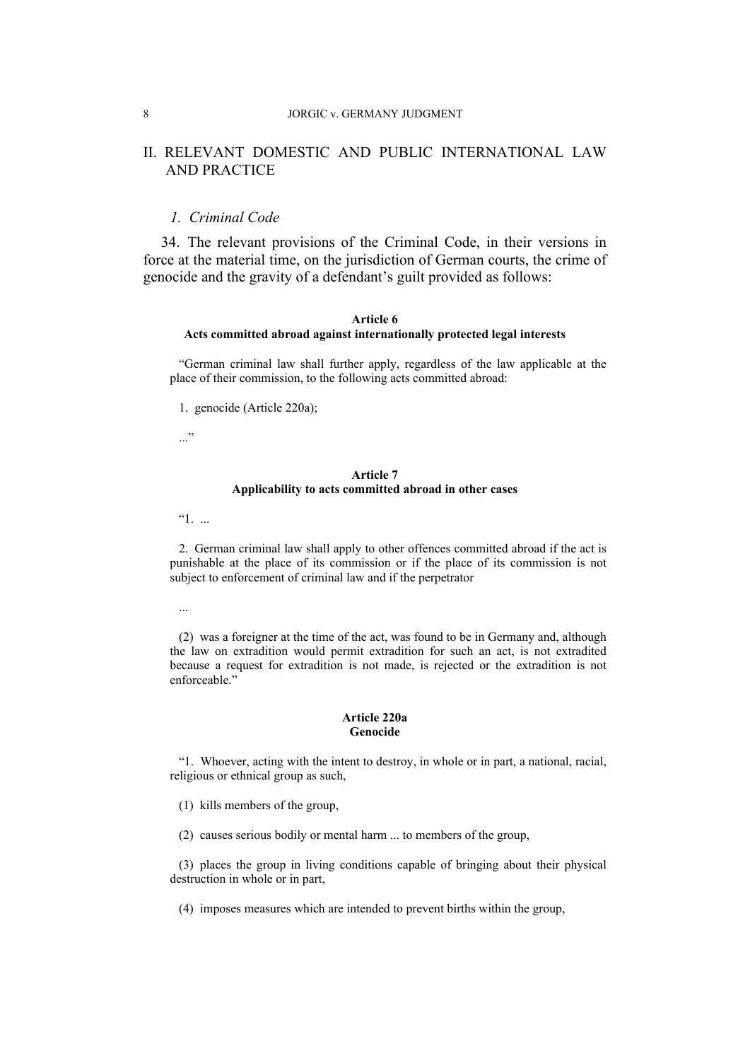## II. RELEVANT DOMESTIC AND PUBLIC INTERNATIONAL LAW AND PRACTICE

### *1. Criminal Code*

34. The relevant provisions of the Criminal Code, in their versions in force at the material time, on the jurisdiction of German courts, the crime of genocide and the gravity of a defendant's guilt provided as follows:

**Article 6**
**Acts committed abroad against internationally protected legal interests**

"German criminal law shall further apply, regardless of the law applicable at the place of their commission, to the following acts committed abroad:

1. genocide (Article 220a);

..."

**Article 7**
**Applicability to acts committed abroad in other cases**

"1. ...

2. German criminal law shall apply to other offences committed abroad if the act is punishable at the place of its commission or if the place of its commission is not subject to enforcement of criminal law and if the perpetrator

...

(2) was a foreigner at the time of the act, was found to be in Germany and, although the law on extradition would permit extradition for such an act, is not extradited because a request for extradition is not made, is rejected or the extradition is not enforceable."

**Article 220a**
**Genocide**

"1. Whoever, acting with the intent to destroy, in whole or in part, a national, racial, religious or ethnical group as such,

(1) kills members of the group,

(2) causes serious bodily or mental harm ... to members of the group,

(3) places the group in living conditions capable of bringing about their physical destruction in whole or in part,

(4) imposes measures which are intended to prevent births within the group,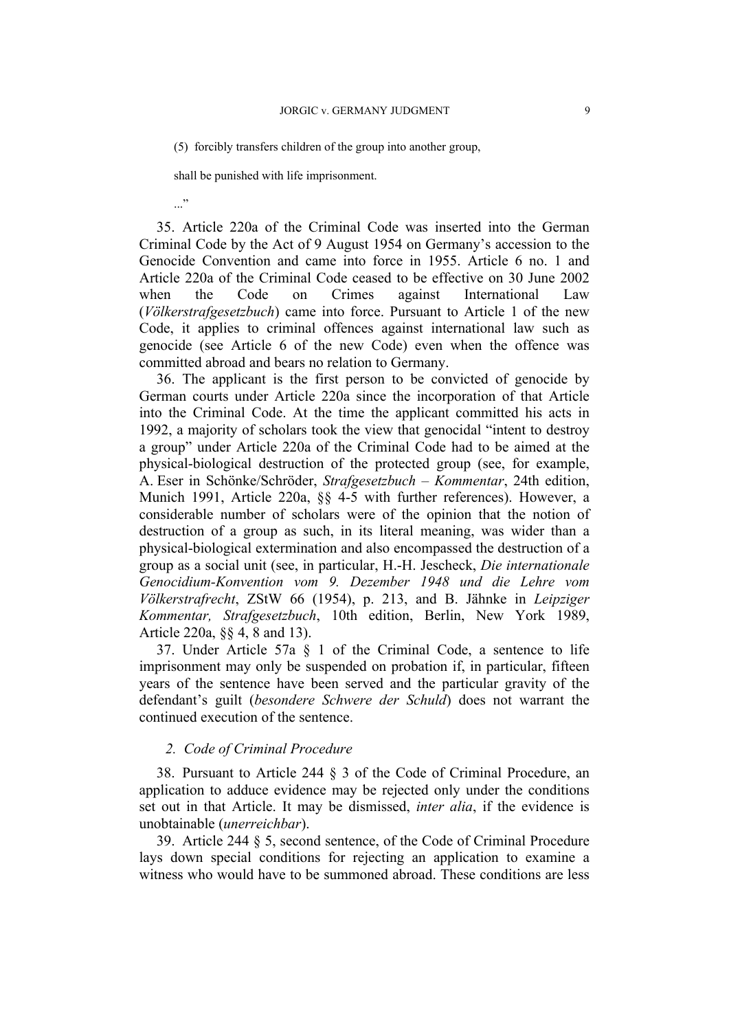(5) forcibly transfers children of the group into another group,

shall be punished with life imprisonment.

...”

35. Article 220a of the Criminal Code was inserted into the German Criminal Code by the Act of 9 August 1954 on Germany’s accession to the Genocide Convention and came into force in 1955. Article 6 no. 1 and Article 220a of the Criminal Code ceased to be effective on 30 June 2002 when the Code on Crimes against International Law (*Völkerstrafgesetzbuch*) came into force. Pursuant to Article 1 of the new Code, it applies to criminal offences against international law such as genocide (see Article 6 of the new Code) even when the offence was committed abroad and bears no relation to Germany.

36. The applicant is the first person to be convicted of genocide by German courts under Article 220a since the incorporation of that Article into the Criminal Code. At the time the applicant committed his acts in 1992, a majority of scholars took the view that genocidal “intent to destroy a group” under Article 220a of the Criminal Code had to be aimed at the physical-biological destruction of the protected group (see, for example, A. Eser in Schönke/Schröder, *Strafgesetzbuch – Kommentar*, 24th edition, Munich 1991, Article 220a, §§ 4-5 with further references). However, a considerable number of scholars were of the opinion that the notion of destruction of a group as such, in its literal meaning, was wider than a physical-biological extermination and also encompassed the destruction of a group as a social unit (see, in particular, H.-H. Jescheck, *Die internationale Genocidium-Konvention vom 9. Dezember 1948 und die Lehre vom Völkerstrafrecht*, ZStW 66 (1954), p. 213, and B. Jähnke in *Leipziger Kommentar, Strafgesetzbuch*, 10th edition, Berlin, New York 1989, Article 220a, §§ 4, 8 and 13).

37. Under Article 57a § 1 of the Criminal Code, a sentence to life imprisonment may only be suspended on probation if, in particular, fifteen years of the sentence have been served and the particular gravity of the defendant’s guilt (*besondere Schwere der Schuld*) does not warrant the continued execution of the sentence.

### *2. Code of Criminal Procedure*

38. Pursuant to Article 244 § 3 of the Code of Criminal Procedure, an application to adduce evidence may be rejected only under the conditions set out in that Article. It may be dismissed, *inter alia*, if the evidence is unobtainable (*unerreichbar*).

39. Article 244 § 5, second sentence, of the Code of Criminal Procedure lays down special conditions for rejecting an application to examine a witness who would have to be summoned abroad. These conditions are less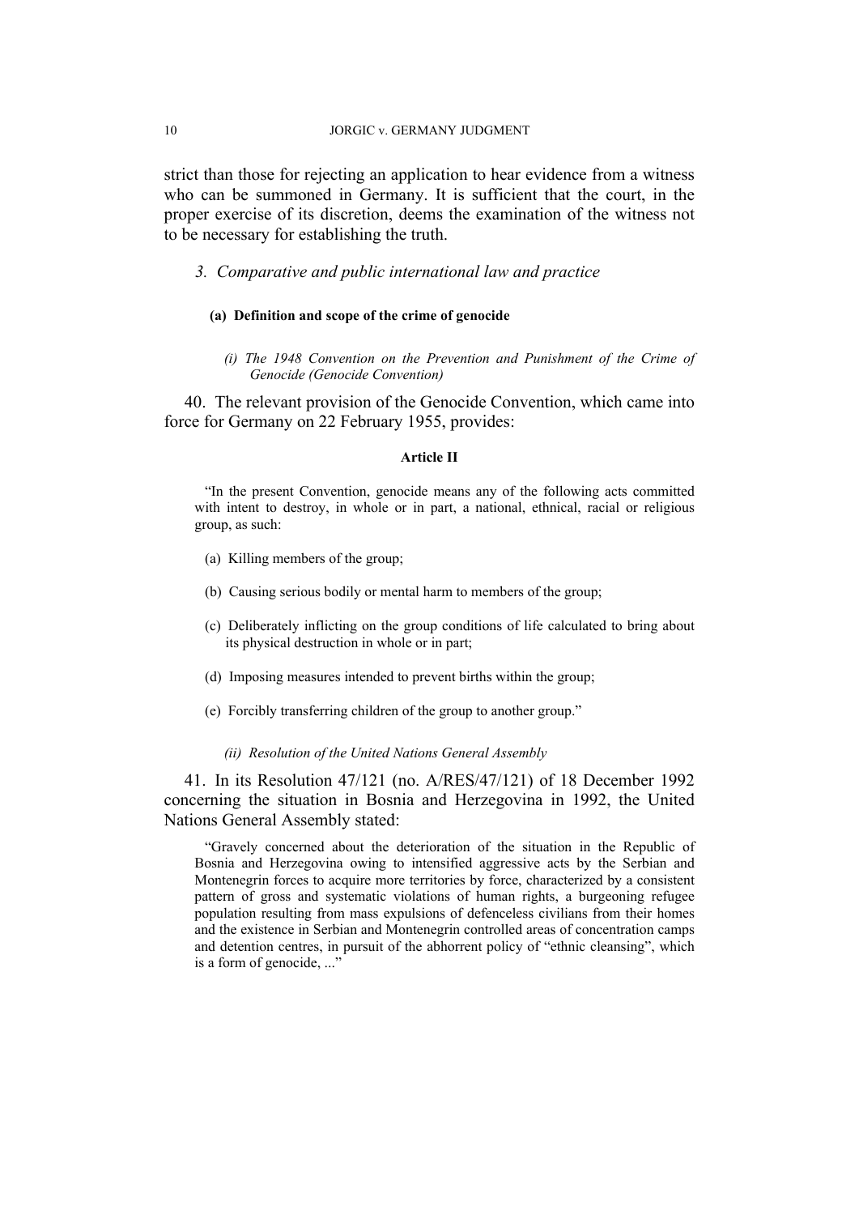strict than those for rejecting an application to hear evidence from a witness who can be summoned in Germany. It is sufficient that the court, in the proper exercise of its discretion, deems the examination of the witness not to be necessary for establishing the truth.

### *3. Comparative and public international law and practice*

#### (a) Definition and scope of the crime of genocide

##### *(i) The 1948 Convention on the Prevention and Punishment of the Crime of Genocide (Genocide Convention)*

40. The relevant provision of the Genocide Convention, which came into force for Germany on 22 February 1955, provides:

**Article II**

> "In the present Convention, genocide means any of the following acts committed with intent to destroy, in whole or in part, a national, ethnical, racial or religious group, as such:
>
> (a) Killing members of the group;
>
> (b) Causing serious bodily or mental harm to members of the group;
>
> (c) Deliberately inflicting on the group conditions of life calculated to bring about its physical destruction in whole or in part;
>
> (d) Imposing measures intended to prevent births within the group;
>
> (e) Forcibly transferring children of the group to another group."

##### *(ii) Resolution of the United Nations General Assembly*

41. In its Resolution 47/121 (no. A/RES/47/121) of 18 December 1992 concerning the situation in Bosnia and Herzegovina in 1992, the United Nations General Assembly stated:

> "Gravely concerned about the deterioration of the situation in the Republic of Bosnia and Herzegovina owing to intensified aggressive acts by the Serbian and Montenegrin forces to acquire more territories by force, characterized by a consistent pattern of gross and systematic violations of human rights, a burgeoning refugee population resulting from mass expulsions of defenceless civilians from their homes and the existence in Serbian and Montenegrin controlled areas of concentration camps and detention centres, in pursuit of the abhorrent policy of "ethnic cleansing", which is a form of genocide, ..."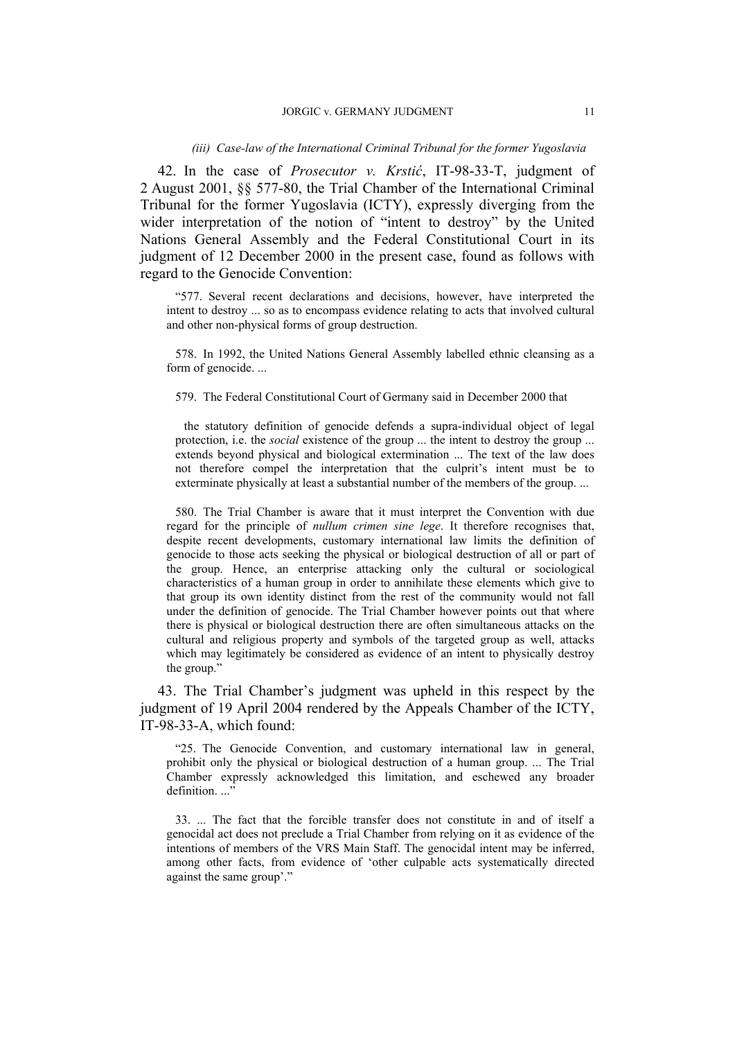*(iii) Case-law of the International Criminal Tribunal for the former Yugoslavia*

42. In the case of *Prosecutor v. Krstić*, IT-98-33-T, judgment of 2 August 2001, §§ 577-80, the Trial Chamber of the International Criminal Tribunal for the former Yugoslavia (ICTY), expressly diverging from the wider interpretation of the notion of "intent to destroy" by the United Nations General Assembly and the Federal Constitutional Court in its judgment of 12 December 2000 in the present case, found as follows with regard to the Genocide Convention:

> "577. Several recent declarations and decisions, however, have interpreted the intent to destroy ... so as to encompass evidence relating to acts that involved cultural and other non-physical forms of group destruction.
>
> 578. In 1992, the United Nations General Assembly labelled ethnic cleansing as a form of genocide. ...
>
> 579. The Federal Constitutional Court of Germany said in December 2000 that
>
> > the statutory definition of genocide defends a supra-individual object of legal protection, i.e. the *social* existence of the group ... the intent to destroy the group ... extends beyond physical and biological extermination ... The text of the law does not therefore compel the interpretation that the culprit's intent must be to exterminate physically at least a substantial number of the members of the group. ...
>
> 580. The Trial Chamber is aware that it must interpret the Convention with due regard for the principle of *nullum crimen sine lege*. It therefore recognises that, despite recent developments, customary international law limits the definition of genocide to those acts seeking the physical or biological destruction of all or part of the group. Hence, an enterprise attacking only the cultural or sociological characteristics of a human group in order to annihilate these elements which give to that group its own identity distinct from the rest of the community would not fall under the definition of genocide. The Trial Chamber however points out that where there is physical or biological destruction there are often simultaneous attacks on the cultural and religious property and symbols of the targeted group as well, attacks which may legitimately be considered as evidence of an intent to physically destroy the group."

43. The Trial Chamber's judgment was upheld in this respect by the judgment of 19 April 2004 rendered by the Appeals Chamber of the ICTY, IT-98-33-A, which found:

> "25. The Genocide Convention, and customary international law in general, prohibit only the physical or biological destruction of a human group. ... The Trial Chamber expressly acknowledged this limitation, and eschewed any broader definition. ..."
>
> 33. ... The fact that the forcible transfer does not constitute in and of itself a genocidal act does not preclude a Trial Chamber from relying on it as evidence of the intentions of members of the VRS Main Staff. The genocidal intent may be inferred, among other facts, from evidence of 'other culpable acts systematically directed against the same group'."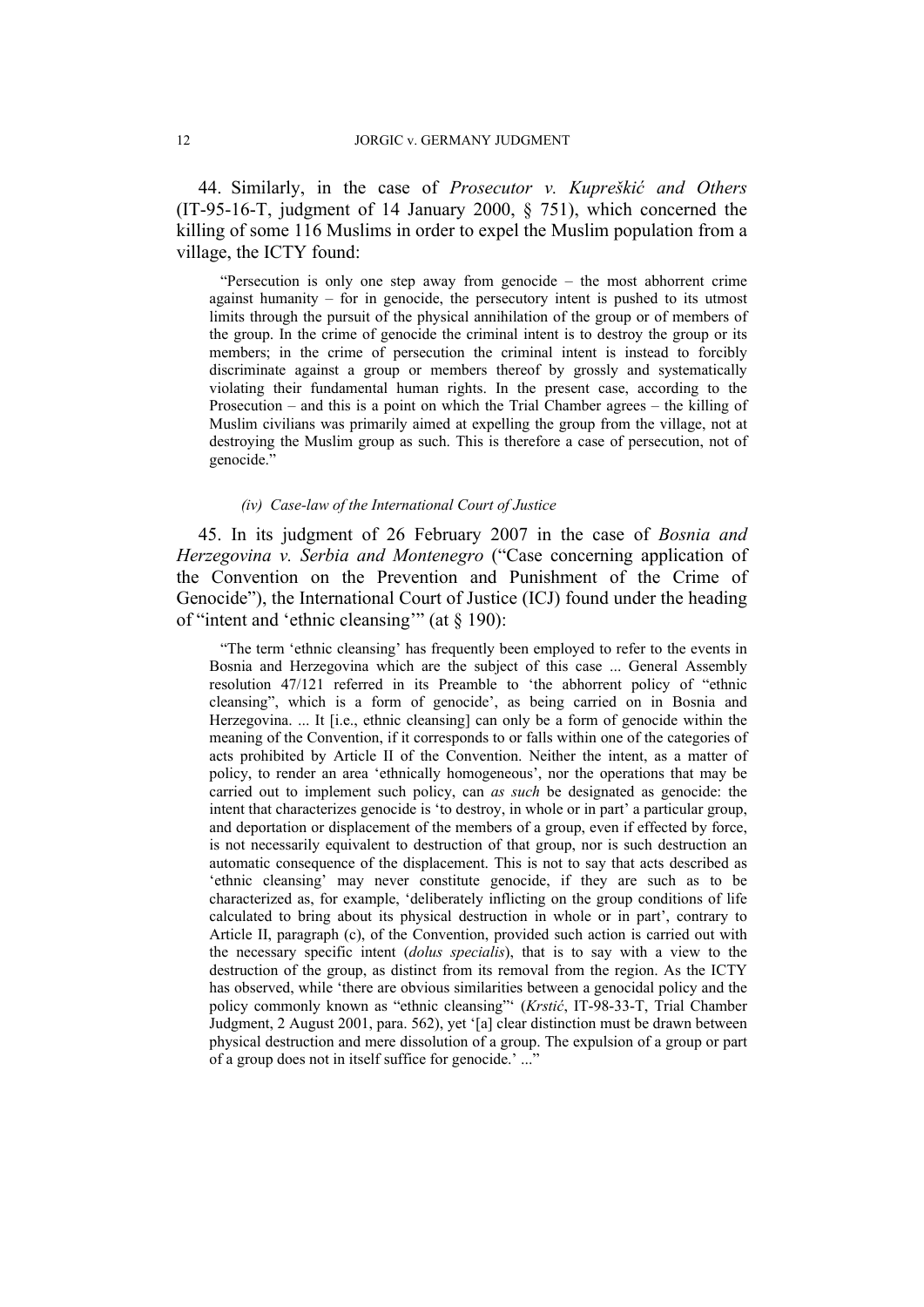44. Similarly, in the case of *Prosecutor v. Kupreškić and Others* (IT-95-16-T, judgment of 14 January 2000, § 751), which concerned the killing of some 116 Muslims in order to expel the Muslim population from a village, the ICTY found:

> "Persecution is only one step away from genocide – the most abhorrent crime against humanity – for in genocide, the persecutory intent is pushed to its utmost limits through the pursuit of the physical annihilation of the group or of members of the group. In the crime of genocide the criminal intent is to destroy the group or its members; in the crime of persecution the criminal intent is instead to forcibly discriminate against a group or members thereof by grossly and systematically violating their fundamental human rights. In the present case, according to the Prosecution – and this is a point on which the Trial Chamber agrees – the killing of Muslim civilians was primarily aimed at expelling the group from the village, not at destroying the Muslim group as such. This is therefore a case of persecution, not of genocide."

#### *(iv) Case-law of the International Court of Justice*

45. In its judgment of 26 February 2007 in the case of *Bosnia and Herzegovina v. Serbia and Montenegro* ("Case concerning application of the Convention on the Prevention and Punishment of the Crime of Genocide"), the International Court of Justice (ICJ) found under the heading of "intent and 'ethnic cleansing'" (at § 190):

> "The term 'ethnic cleansing' has frequently been employed to refer to the events in Bosnia and Herzegovina which are the subject of this case ... General Assembly resolution 47/121 referred in its Preamble to 'the abhorrent policy of "ethnic cleansing", which is a form of genocide', as being carried on in Bosnia and Herzegovina. ... It [i.e., ethnic cleansing] can only be a form of genocide within the meaning of the Convention, if it corresponds to or falls within one of the categories of acts prohibited by Article II of the Convention. Neither the intent, as a matter of policy, to render an area 'ethnically homogeneous', nor the operations that may be carried out to implement such policy, can *as such* be designated as genocide: the intent that characterizes genocide is 'to destroy, in whole or in part' a particular group, and deportation or displacement of the members of a group, even if effected by force, is not necessarily equivalent to destruction of that group, nor is such destruction an automatic consequence of the displacement. This is not to say that acts described as 'ethnic cleansing' may never constitute genocide, if they are such as to be characterized as, for example, 'deliberately inflicting on the group conditions of life calculated to bring about its physical destruction in whole or in part', contrary to Article II, paragraph (c), of the Convention, provided such action is carried out with the necessary specific intent (*dolus specialis*), that is to say with a view to the destruction of the group, as distinct from its removal from the region. As the ICTY has observed, while 'there are obvious similarities between a genocidal policy and the policy commonly known as "ethnic cleansing"' (*Krstić*, IT-98-33-T, Trial Chamber Judgment, 2 August 2001, para. 562), yet '[a] clear distinction must be drawn between physical destruction and mere dissolution of a group. The expulsion of a group or part of a group does not in itself suffice for genocide.' ..."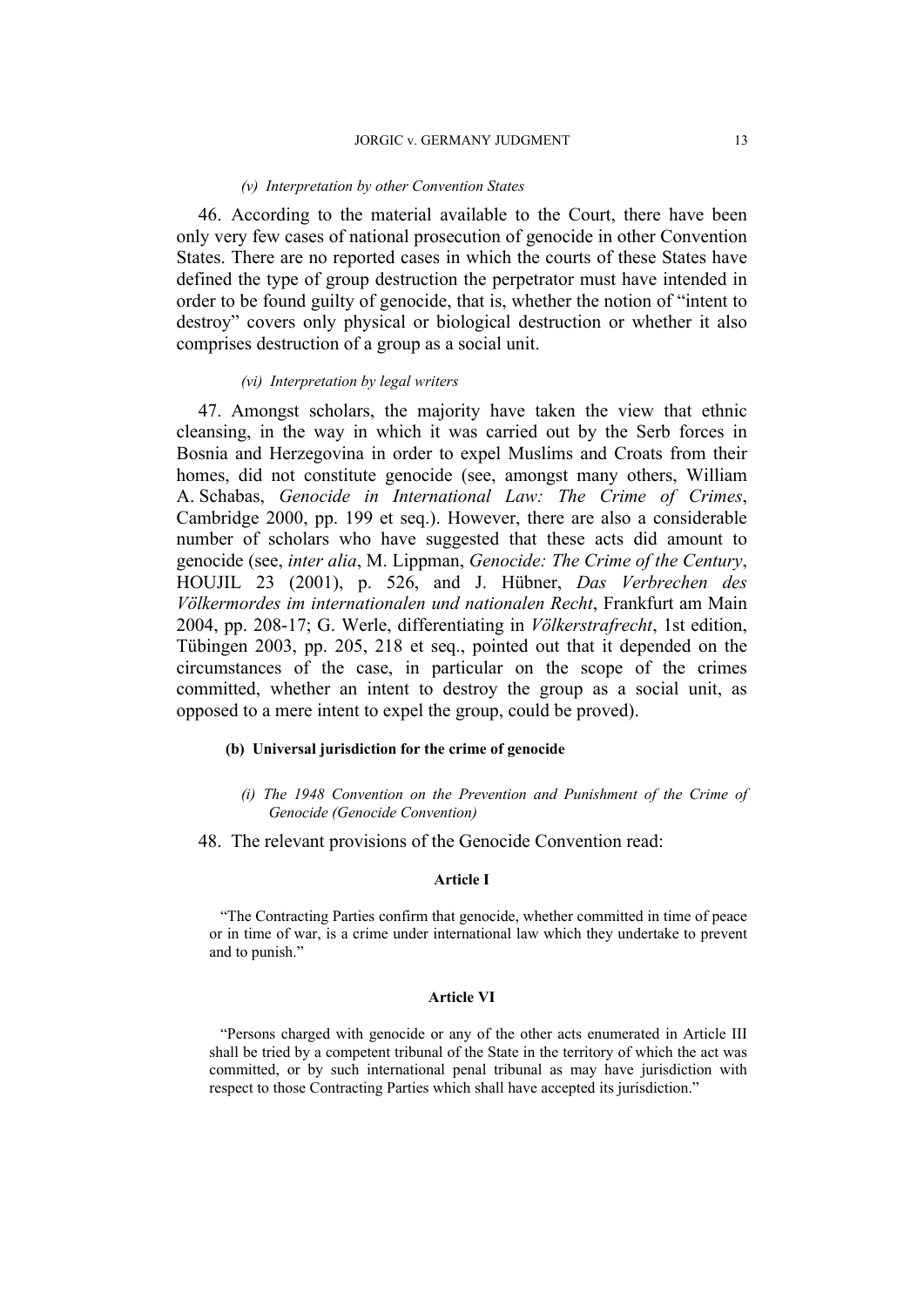*(v) Interpretation by other Convention States*

46. According to the material available to the Court, there have been only very few cases of national prosecution of genocide in other Convention States. There are no reported cases in which the courts of these States have defined the type of group destruction the perpetrator must have intended in order to be found guilty of genocide, that is, whether the notion of "intent to destroy" covers only physical or biological destruction or whether it also comprises destruction of a group as a social unit.

*(vi) Interpretation by legal writers*

47. Amongst scholars, the majority have taken the view that ethnic cleansing, in the way in which it was carried out by the Serb forces in Bosnia and Herzegovina in order to expel Muslims and Croats from their homes, did not constitute genocide (see, amongst many others, William A. Schabas, *Genocide in International Law: The Crime of Crimes*, Cambridge 2000, pp. 199 et seq.). However, there are also a considerable number of scholars who have suggested that these acts did amount to genocide (see, *inter alia*, M. Lippman, *Genocide: The Crime of the Century*, HOUJIL 23 (2001), p. 526, and J. Hübner, *Das Verbrechen des Völkermordes im internationalen und nationalen Recht*, Frankfurt am Main 2004, pp. 208-17; G. Werle, differentiating in *Völkerstrafrecht*, 1st edition, Tübingen 2003, pp. 205, 218 et seq., pointed out that it depended on the circumstances of the case, in particular on the scope of the crimes committed, whether an intent to destroy the group as a social unit, as opposed to a mere intent to expel the group, could be proved).

**(b) Universal jurisdiction for the crime of genocide**

*(i) The 1948 Convention on the Prevention and Punishment of the Crime of Genocide (Genocide Convention)*

48. The relevant provisions of the Genocide Convention read:

**Article I**

"The Contracting Parties confirm that genocide, whether committed in time of peace or in time of war, is a crime under international law which they undertake to prevent and to punish."

**Article VI**

"Persons charged with genocide or any of the other acts enumerated in Article III shall be tried by a competent tribunal of the State in the territory of which the act was committed, or by such international penal tribunal as may have jurisdiction with respect to those Contracting Parties which shall have accepted its jurisdiction."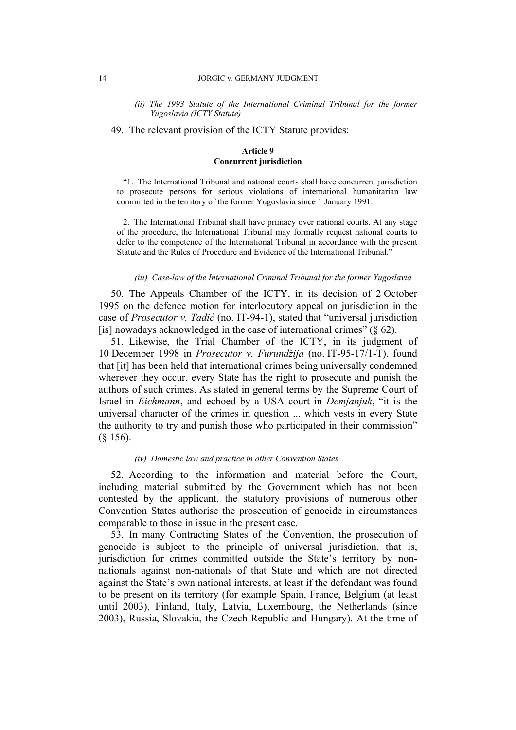*(ii) The 1993 Statute of the International Criminal Tribunal for the former Yugoslavia (ICTY Statute)*

49. The relevant provision of the ICTY Statute provides:

**Article 9**
**Concurrent jurisdiction**

> "1. The International Tribunal and national courts shall have concurrent jurisdiction to prosecute persons for serious violations of international humanitarian law committed in the territory of the former Yugoslavia since 1 January 1991.
>
> 2. The International Tribunal shall have primacy over national courts. At any stage of the procedure, the International Tribunal may formally request national courts to defer to the competence of the International Tribunal in accordance with the present Statute and the Rules of Procedure and Evidence of the International Tribunal."

*(iii) Case-law of the International Criminal Tribunal for the former Yugoslavia*

50. The Appeals Chamber of the ICTY, in its decision of 2 October 1995 on the defence motion for interlocutory appeal on jurisdiction in the case of *Prosecutor v. Tadić* (no. IT-94-1), stated that "universal jurisdiction [is] nowadays acknowledged in the case of international crimes" (§ 62).

51. Likewise, the Trial Chamber of the ICTY, in its judgment of 10 December 1998 in *Prosecutor v. Furundžija* (no. IT-95-17/1-T), found that [it] has been held that international crimes being universally condemned wherever they occur, every State has the right to prosecute and punish the authors of such crimes. As stated in general terms by the Supreme Court of Israel in *Eichmann*, and echoed by a USA court in *Demjanjuk*, "it is the universal character of the crimes in question ... which vests in every State the authority to try and punish those who participated in their commission" (§ 156).

*(iv) Domestic law and practice in other Convention States*

52. According to the information and material before the Court, including material submitted by the Government which has not been contested by the applicant, the statutory provisions of numerous other Convention States authorise the prosecution of genocide in circumstances comparable to those in issue in the present case.

53. In many Contracting States of the Convention, the prosecution of genocide is subject to the principle of universal jurisdiction, that is, jurisdiction for crimes committed outside the State's territory by non-nationals against non-nationals of that State and which are not directed against the State's own national interests, at least if the defendant was found to be present on its territory (for example Spain, France, Belgium (at least until 2003), Finland, Italy, Latvia, Luxembourg, the Netherlands (since 2003), Russia, Slovakia, the Czech Republic and Hungary). At the time of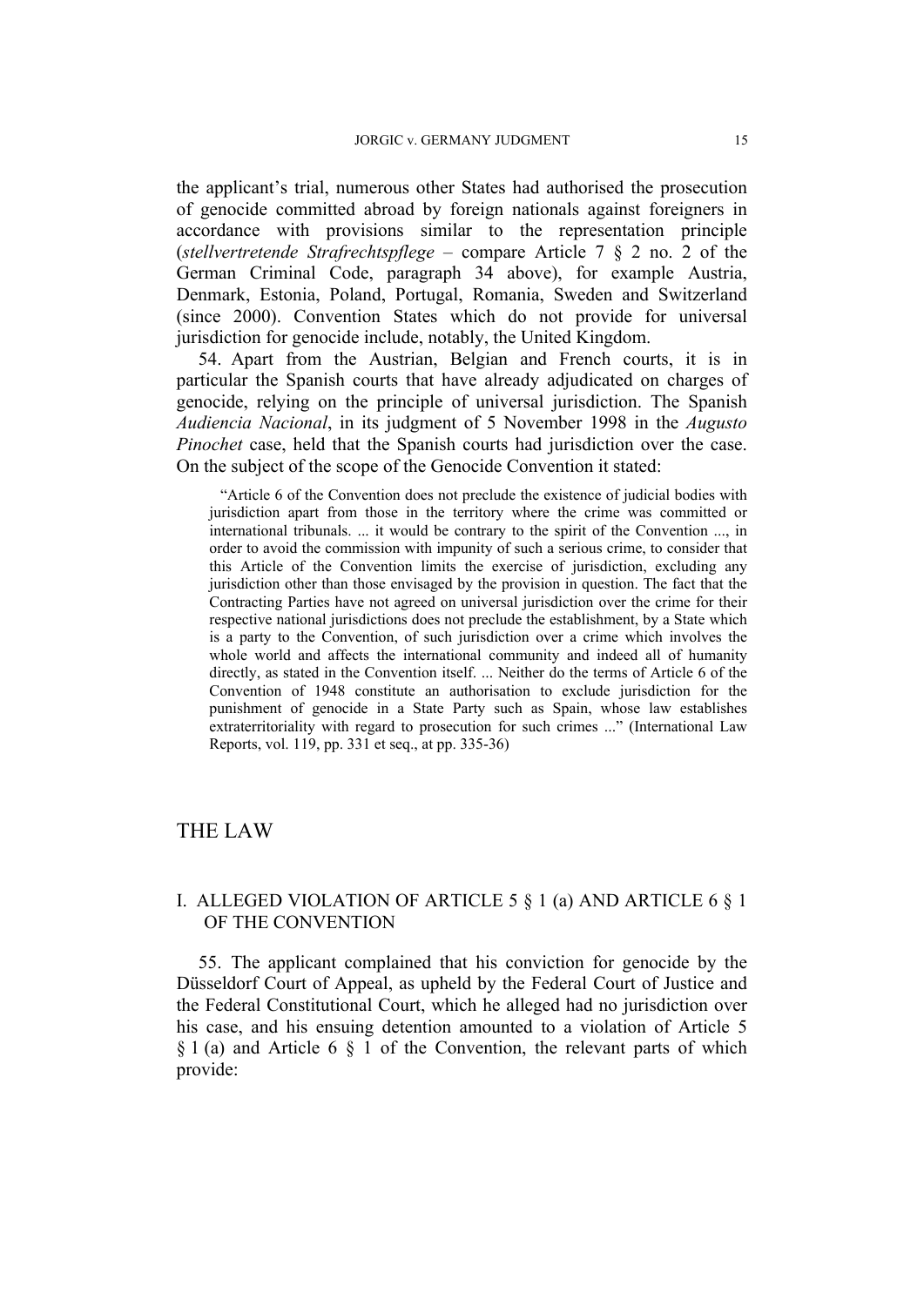the applicant's trial, numerous other States had authorised the prosecution of genocide committed abroad by foreign nationals against foreigners in accordance with provisions similar to the representation principle (*stellvertretende Strafrechtspflege* – compare Article 7 § 2 no. 2 of the German Criminal Code, paragraph 34 above), for example Austria, Denmark, Estonia, Poland, Portugal, Romania, Sweden and Switzerland (since 2000). Convention States which do not provide for universal jurisdiction for genocide include, notably, the United Kingdom.

54. Apart from the Austrian, Belgian and French courts, it is in particular the Spanish courts that have already adjudicated on charges of genocide, relying on the principle of universal jurisdiction. The Spanish *Audiencia Nacional*, in its judgment of 5 November 1998 in the *Augusto Pinochet* case, held that the Spanish courts had jurisdiction over the case. On the subject of the scope of the Genocide Convention it stated:

> "Article 6 of the Convention does not preclude the existence of judicial bodies with jurisdiction apart from those in the territory where the crime was committed or international tribunals. ... it would be contrary to the spirit of the Convention ..., in order to avoid the commission with impunity of such a serious crime, to consider that this Article of the Convention limits the exercise of jurisdiction, excluding any jurisdiction other than those envisaged by the provision in question. The fact that the Contracting Parties have not agreed on universal jurisdiction over the crime for their respective national jurisdictions does not preclude the establishment, by a State which is a party to the Convention, of such jurisdiction over a crime which involves the whole world and affects the international community and indeed all of humanity directly, as stated in the Convention itself. ... Neither do the terms of Article 6 of the Convention of 1948 constitute an authorisation to exclude jurisdiction for the punishment of genocide in a State Party such as Spain, whose law establishes extraterritoriality with regard to prosecution for such crimes ..." (International Law Reports, vol. 119, pp. 331 et seq., at pp. 335-36)

# THE LAW

## I. ALLEGED VIOLATION OF ARTICLE 5 § 1 (a) AND ARTICLE 6 § 1 OF THE CONVENTION

55. The applicant complained that his conviction for genocide by the Düsseldorf Court of Appeal, as upheld by the Federal Court of Justice and the Federal Constitutional Court, which he alleged had no jurisdiction over his case, and his ensuing detention amounted to a violation of Article 5 § 1 (a) and Article 6 § 1 of the Convention, the relevant parts of which provide: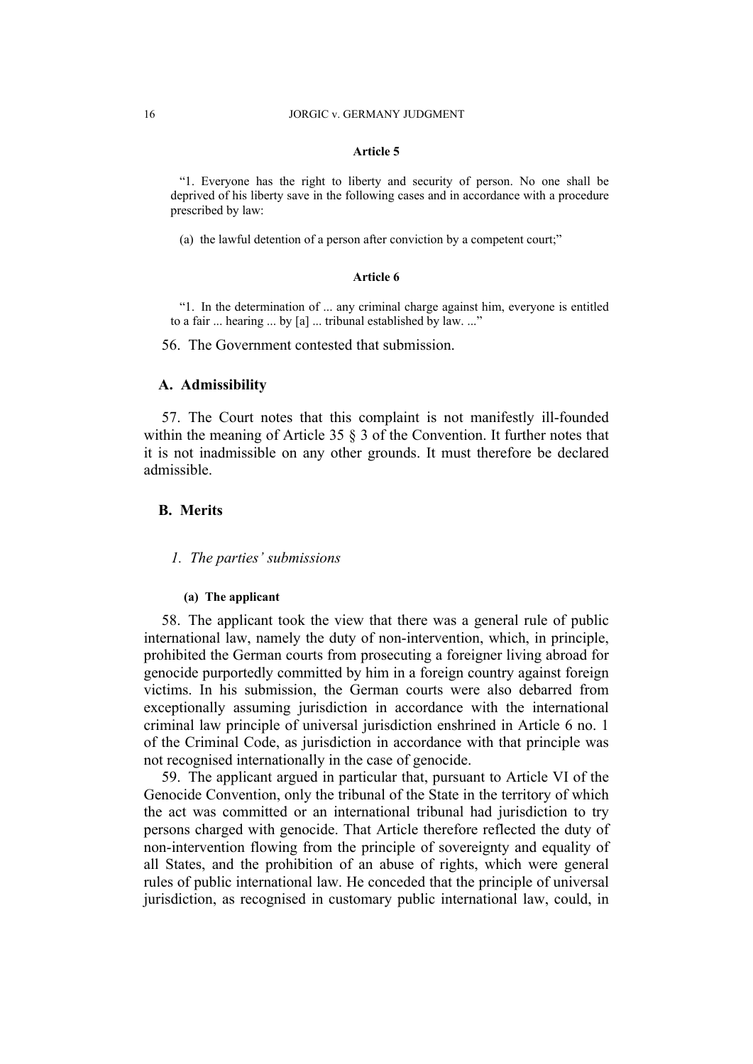**Article 5**

> "1. Everyone has the right to liberty and security of person. No one shall be deprived of his liberty save in the following cases and in accordance with a procedure prescribed by law:
>
> (a) the lawful detention of a person after conviction by a competent court;"

**Article 6**

> "1. In the determination of ... any criminal charge against him, everyone is entitled to a fair ... hearing ... by [a] ... tribunal established by law. ..."

56. The Government contested that submission.

## A. Admissibility

57. The Court notes that this complaint is not manifestly ill-founded within the meaning of Article 35 § 3 of the Convention. It further notes that it is not inadmissible on any other grounds. It must therefore be declared admissible.

## B. Merits

### *1. The parties' submissions*

#### (a) The applicant

58. The applicant took the view that there was a general rule of public international law, namely the duty of non-intervention, which, in principle, prohibited the German courts from prosecuting a foreigner living abroad for genocide purportedly committed by him in a foreign country against foreign victims. In his submission, the German courts were also debarred from exceptionally assuming jurisdiction in accordance with the international criminal law principle of universal jurisdiction enshrined in Article 6 no. 1 of the Criminal Code, as jurisdiction in accordance with that principle was not recognised internationally in the case of genocide.

59. The applicant argued in particular that, pursuant to Article VI of the Genocide Convention, only the tribunal of the State in the territory of which the act was committed or an international tribunal had jurisdiction to try persons charged with genocide. That Article therefore reflected the duty of non-intervention flowing from the principle of sovereignty and equality of all States, and the prohibition of an abuse of rights, which were general rules of public international law. He conceded that the principle of universal jurisdiction, as recognised in customary public international law, could, in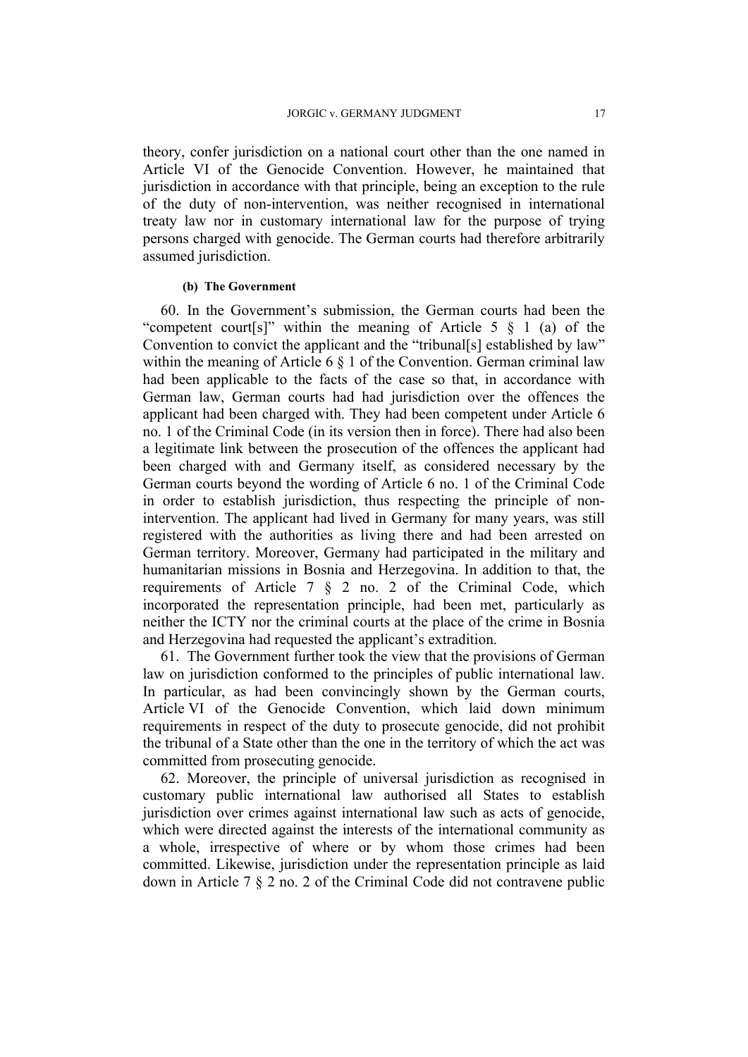theory, confer jurisdiction on a national court other than the one named in Article VI of the Genocide Convention. However, he maintained that jurisdiction in accordance with that principle, being an exception to the rule of the duty of non-intervention, was neither recognised in international treaty law nor in customary international law for the purpose of trying persons charged with genocide. The German courts had therefore arbitrarily assumed jurisdiction.

#### (b) The Government

60. In the Government's submission, the German courts had been the "competent court[s]" within the meaning of Article 5 § 1 (a) of the Convention to convict the applicant and the "tribunal[s] established by law" within the meaning of Article 6 § 1 of the Convention. German criminal law had been applicable to the facts of the case so that, in accordance with German law, German courts had had jurisdiction over the offences the applicant had been charged with. They had been competent under Article 6 no. 1 of the Criminal Code (in its version then in force). There had also been a legitimate link between the prosecution of the offences the applicant had been charged with and Germany itself, as considered necessary by the German courts beyond the wording of Article 6 no. 1 of the Criminal Code in order to establish jurisdiction, thus respecting the principle of non-intervention. The applicant had lived in Germany for many years, was still registered with the authorities as living there and had been arrested on German territory. Moreover, Germany had participated in the military and humanitarian missions in Bosnia and Herzegovina. In addition to that, the requirements of Article 7 § 2 no. 2 of the Criminal Code, which incorporated the representation principle, had been met, particularly as neither the ICTY nor the criminal courts at the place of the crime in Bosnia and Herzegovina had requested the applicant's extradition.

61. The Government further took the view that the provisions of German law on jurisdiction conformed to the principles of public international law. In particular, as had been convincingly shown by the German courts, Article VI of the Genocide Convention, which laid down minimum requirements in respect of the duty to prosecute genocide, did not prohibit the tribunal of a State other than the one in the territory of which the act was committed from prosecuting genocide.

62. Moreover, the principle of universal jurisdiction as recognised in customary public international law authorised all States to establish jurisdiction over crimes against international law such as acts of genocide, which were directed against the interests of the international community as a whole, irrespective of where or by whom those crimes had been committed. Likewise, jurisdiction under the representation principle as laid down in Article 7 § 2 no. 2 of the Criminal Code did not contravene public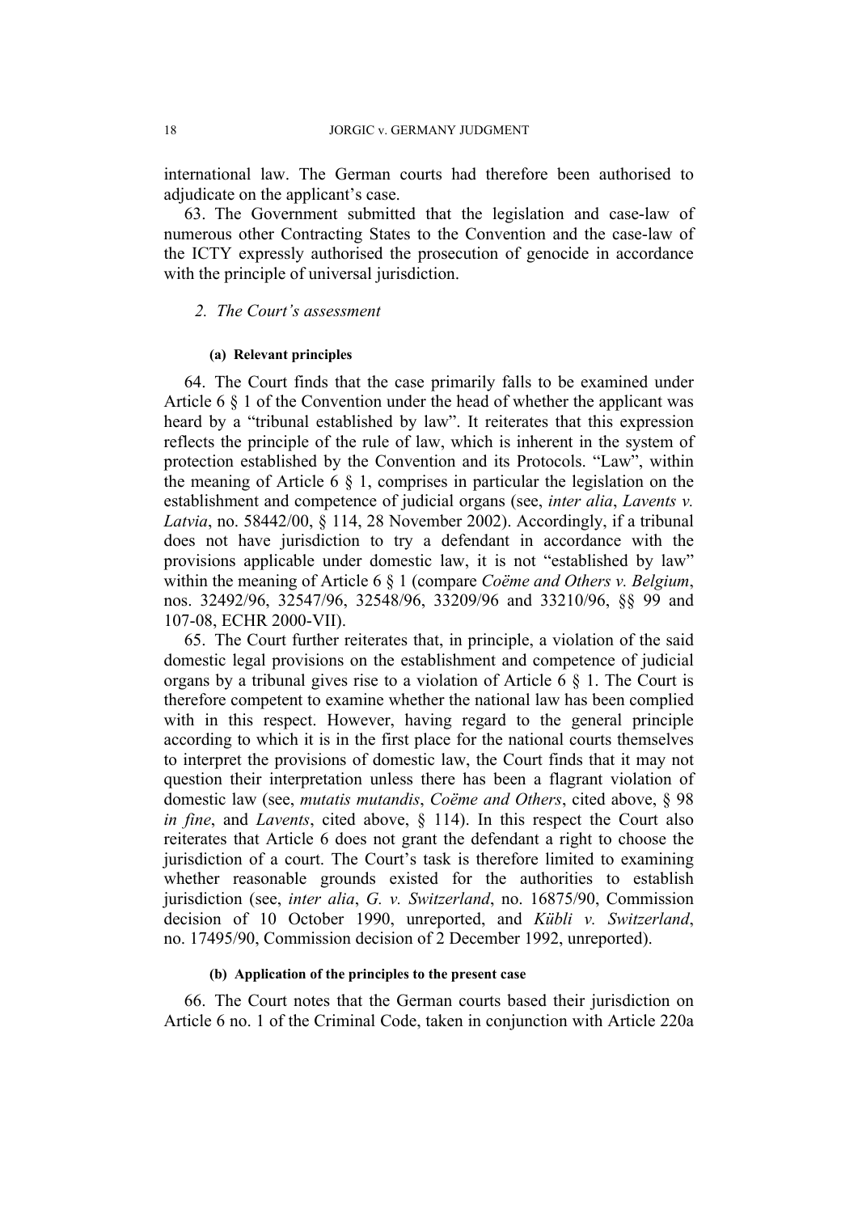international law. The German courts had therefore been authorised to adjudicate on the applicant's case.

63. The Government submitted that the legislation and case-law of numerous other Contracting States to the Convention and the case-law of the ICTY expressly authorised the prosecution of genocide in accordance with the principle of universal jurisdiction.

### *2. The Court's assessment*

#### **(a) Relevant principles**

64. The Court finds that the case primarily falls to be examined under Article 6 § 1 of the Convention under the head of whether the applicant was heard by a "tribunal established by law". It reiterates that this expression reflects the principle of the rule of law, which is inherent in the system of protection established by the Convention and its Protocols. "Law", within the meaning of Article 6 § 1, comprises in particular the legislation on the establishment and competence of judicial organs (see, *inter alia*, *Lavents v. Latvia*, no. 58442/00, § 114, 28 November 2002). Accordingly, if a tribunal does not have jurisdiction to try a defendant in accordance with the provisions applicable under domestic law, it is not "established by law" within the meaning of Article 6 § 1 (compare *Coëme and Others v. Belgium*, nos. 32492/96, 32547/96, 32548/96, 33209/96 and 33210/96, §§ 99 and 107-08, ECHR 2000-VII).

65. The Court further reiterates that, in principle, a violation of the said domestic legal provisions on the establishment and competence of judicial organs by a tribunal gives rise to a violation of Article 6 § 1. The Court is therefore competent to examine whether the national law has been complied with in this respect. However, having regard to the general principle according to which it is in the first place for the national courts themselves to interpret the provisions of domestic law, the Court finds that it may not question their interpretation unless there has been a flagrant violation of domestic law (see, *mutatis mutandis*, *Coëme and Others*, cited above, § 98 *in fine*, and *Lavents*, cited above, § 114). In this respect the Court also reiterates that Article 6 does not grant the defendant a right to choose the jurisdiction of a court. The Court's task is therefore limited to examining whether reasonable grounds existed for the authorities to establish jurisdiction (see, *inter alia*, *G. v. Switzerland*, no. 16875/90, Commission decision of 10 October 1990, unreported, and *Kübli v. Switzerland*, no. 17495/90, Commission decision of 2 December 1992, unreported).

#### **(b) Application of the principles to the present case**

66. The Court notes that the German courts based their jurisdiction on Article 6 no. 1 of the Criminal Code, taken in conjunction with Article 220a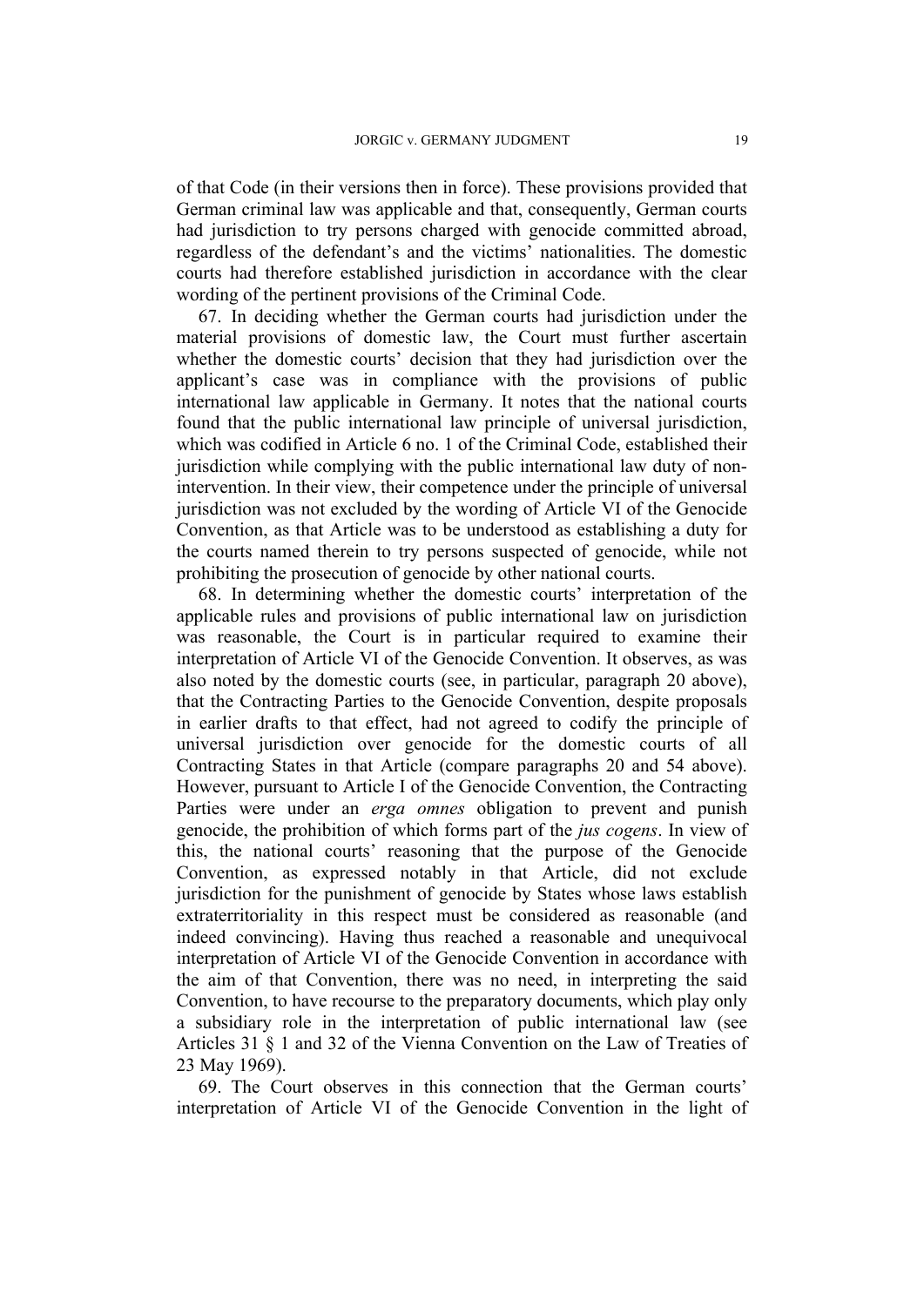of that Code (in their versions then in force). These provisions provided that German criminal law was applicable and that, consequently, German courts had jurisdiction to try persons charged with genocide committed abroad, regardless of the defendant's and the victims' nationalities. The domestic courts had therefore established jurisdiction in accordance with the clear wording of the pertinent provisions of the Criminal Code.

67. In deciding whether the German courts had jurisdiction under the material provisions of domestic law, the Court must further ascertain whether the domestic courts' decision that they had jurisdiction over the applicant's case was in compliance with the provisions of public international law applicable in Germany. It notes that the national courts found that the public international law principle of universal jurisdiction, which was codified in Article 6 no. 1 of the Criminal Code, established their jurisdiction while complying with the public international law duty of non-intervention. In their view, their competence under the principle of universal jurisdiction was not excluded by the wording of Article VI of the Genocide Convention, as that Article was to be understood as establishing a duty for the courts named therein to try persons suspected of genocide, while not prohibiting the prosecution of genocide by other national courts.

68. In determining whether the domestic courts' interpretation of the applicable rules and provisions of public international law on jurisdiction was reasonable, the Court is in particular required to examine their interpretation of Article VI of the Genocide Convention. It observes, as was also noted by the domestic courts (see, in particular, paragraph 20 above), that the Contracting Parties to the Genocide Convention, despite proposals in earlier drafts to that effect, had not agreed to codify the principle of universal jurisdiction over genocide for the domestic courts of all Contracting States in that Article (compare paragraphs 20 and 54 above). However, pursuant to Article I of the Genocide Convention, the Contracting Parties were under an *erga omnes* obligation to prevent and punish genocide, the prohibition of which forms part of the *jus cogens*. In view of this, the national courts' reasoning that the purpose of the Genocide Convention, as expressed notably in that Article, did not exclude jurisdiction for the punishment of genocide by States whose laws establish extraterritoriality in this respect must be considered as reasonable (and indeed convincing). Having thus reached a reasonable and unequivocal interpretation of Article VI of the Genocide Convention in accordance with the aim of that Convention, there was no need, in interpreting the said Convention, to have recourse to the preparatory documents, which play only a subsidiary role in the interpretation of public international law (see Articles 31 § 1 and 32 of the Vienna Convention on the Law of Treaties of 23 May 1969).

69. The Court observes in this connection that the German courts' interpretation of Article VI of the Genocide Convention in the light of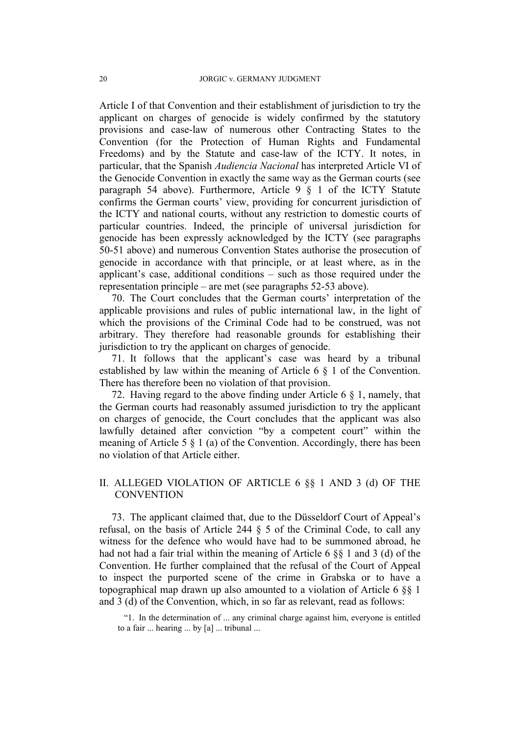Article I of that Convention and their establishment of jurisdiction to try the applicant on charges of genocide is widely confirmed by the statutory provisions and case-law of numerous other Contracting States to the Convention (for the Protection of Human Rights and Fundamental Freedoms) and by the Statute and case-law of the ICTY. It notes, in particular, that the Spanish *Audiencia Nacional* has interpreted Article VI of the Genocide Convention in exactly the same way as the German courts (see paragraph 54 above). Furthermore, Article 9 § 1 of the ICTY Statute confirms the German courts' view, providing for concurrent jurisdiction of the ICTY and national courts, without any restriction to domestic courts of particular countries. Indeed, the principle of universal jurisdiction for genocide has been expressly acknowledged by the ICTY (see paragraphs 50-51 above) and numerous Convention States authorise the prosecution of genocide in accordance with that principle, or at least where, as in the applicant's case, additional conditions – such as those required under the representation principle – are met (see paragraphs 52-53 above).

70. The Court concludes that the German courts' interpretation of the applicable provisions and rules of public international law, in the light of which the provisions of the Criminal Code had to be construed, was not arbitrary. They therefore had reasonable grounds for establishing their jurisdiction to try the applicant on charges of genocide.

71. It follows that the applicant's case was heard by a tribunal established by law within the meaning of Article 6 § 1 of the Convention. There has therefore been no violation of that provision.

72. Having regard to the above finding under Article 6 § 1, namely, that the German courts had reasonably assumed jurisdiction to try the applicant on charges of genocide, the Court concludes that the applicant was also lawfully detained after conviction "by a competent court" within the meaning of Article 5 § 1 (a) of the Convention. Accordingly, there has been no violation of that Article either.

## II. ALLEGED VIOLATION OF ARTICLE 6 §§ 1 AND 3 (d) OF THE CONVENTION

73. The applicant claimed that, due to the Düsseldorf Court of Appeal's refusal, on the basis of Article 244 § 5 of the Criminal Code, to call any witness for the defence who would have had to be summoned abroad, he had not had a fair trial within the meaning of Article 6 §§ 1 and 3 (d) of the Convention. He further complained that the refusal of the Court of Appeal to inspect the purported scene of the crime in Grabska or to have a topographical map drawn up also amounted to a violation of Article 6 §§ 1 and 3 (d) of the Convention, which, in so far as relevant, read as follows:

> "1. In the determination of ... any criminal charge against him, everyone is entitled to a fair ... hearing ... by [a] ... tribunal ...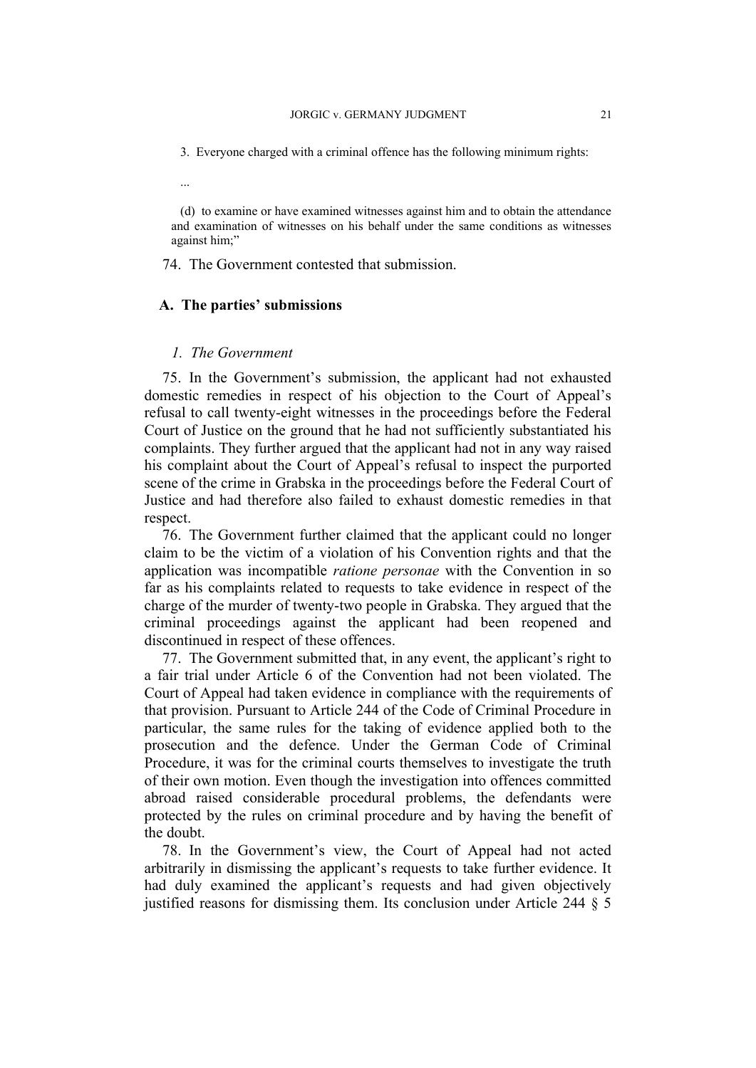3. Everyone charged with a criminal offence has the following minimum rights:

...

(d) to examine or have examined witnesses against him and to obtain the attendance and examination of witnesses on his behalf under the same conditions as witnesses against him;"

74. The Government contested that submission.

### A. The parties' submissions

#### *1. The Government*

75. In the Government's submission, the applicant had not exhausted domestic remedies in respect of his objection to the Court of Appeal's refusal to call twenty-eight witnesses in the proceedings before the Federal Court of Justice on the ground that he had not sufficiently substantiated his complaints. They further argued that the applicant had not in any way raised his complaint about the Court of Appeal's refusal to inspect the purported scene of the crime in Grabska in the proceedings before the Federal Court of Justice and had therefore also failed to exhaust domestic remedies in that respect.

76. The Government further claimed that the applicant could no longer claim to be the victim of a violation of his Convention rights and that the application was incompatible *ratione personae* with the Convention in so far as his complaints related to requests to take evidence in respect of the charge of the murder of twenty-two people in Grabska. They argued that the criminal proceedings against the applicant had been reopened and discontinued in respect of these offences.

77. The Government submitted that, in any event, the applicant's right to a fair trial under Article 6 of the Convention had not been violated. The Court of Appeal had taken evidence in compliance with the requirements of that provision. Pursuant to Article 244 of the Code of Criminal Procedure in particular, the same rules for the taking of evidence applied both to the prosecution and the defence. Under the German Code of Criminal Procedure, it was for the criminal courts themselves to investigate the truth of their own motion. Even though the investigation into offences committed abroad raised considerable procedural problems, the defendants were protected by the rules on criminal procedure and by having the benefit of the doubt.

78. In the Government's view, the Court of Appeal had not acted arbitrarily in dismissing the applicant's requests to take further evidence. It had duly examined the applicant's requests and had given objectively justified reasons for dismissing them. Its conclusion under Article 244 § 5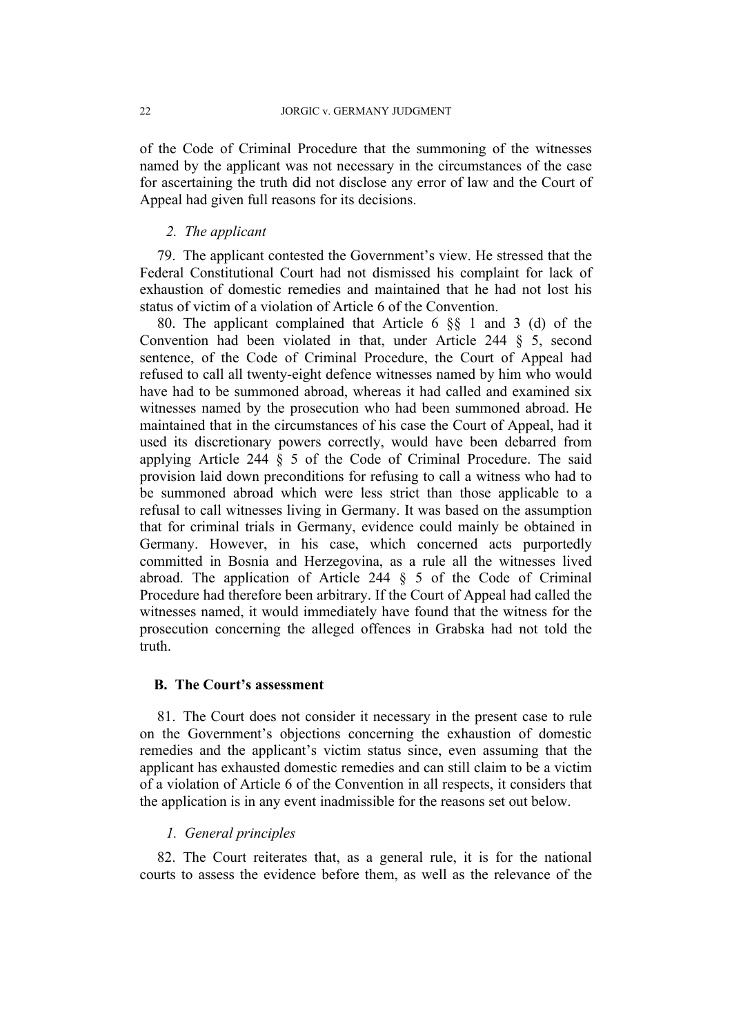of the Code of Criminal Procedure that the summoning of the witnesses named by the applicant was not necessary in the circumstances of the case for ascertaining the truth did not disclose any error of law and the Court of Appeal had given full reasons for its decisions.

### *2. The applicant*

79. The applicant contested the Government's view. He stressed that the Federal Constitutional Court had not dismissed his complaint for lack of exhaustion of domestic remedies and maintained that he had not lost his status of victim of a violation of Article 6 of the Convention.

80. The applicant complained that Article 6 §§ 1 and 3 (d) of the Convention had been violated in that, under Article 244 § 5, second sentence, of the Code of Criminal Procedure, the Court of Appeal had refused to call all twenty-eight defence witnesses named by him who would have had to be summoned abroad, whereas it had called and examined six witnesses named by the prosecution who had been summoned abroad. He maintained that in the circumstances of his case the Court of Appeal, had it used its discretionary powers correctly, would have been debarred from applying Article 244 § 5 of the Code of Criminal Procedure. The said provision laid down preconditions for refusing to call a witness who had to be summoned abroad which were less strict than those applicable to a refusal to call witnesses living in Germany. It was based on the assumption that for criminal trials in Germany, evidence could mainly be obtained in Germany. However, in his case, which concerned acts purportedly committed in Bosnia and Herzegovina, as a rule all the witnesses lived abroad. The application of Article 244 § 5 of the Code of Criminal Procedure had therefore been arbitrary. If the Court of Appeal had called the witnesses named, it would immediately have found that the witness for the prosecution concerning the alleged offences in Grabska had not told the truth.

## B. The Court's assessment

81. The Court does not consider it necessary in the present case to rule on the Government's objections concerning the exhaustion of domestic remedies and the applicant's victim status since, even assuming that the applicant has exhausted domestic remedies and can still claim to be a victim of a violation of Article 6 of the Convention in all respects, it considers that the application is in any event inadmissible for the reasons set out below.

### *1. General principles*

82. The Court reiterates that, as a general rule, it is for the national courts to assess the evidence before them, as well as the relevance of the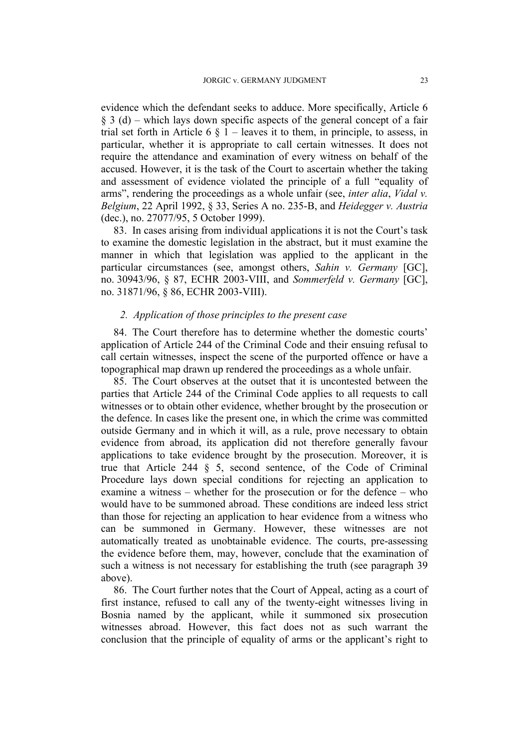evidence which the defendant seeks to adduce. More specifically, Article 6 § 3 (d) – which lays down specific aspects of the general concept of a fair trial set forth in Article 6 § 1 – leaves it to them, in principle, to assess, in particular, whether it is appropriate to call certain witnesses. It does not require the attendance and examination of every witness on behalf of the accused. However, it is the task of the Court to ascertain whether the taking and assessment of evidence violated the principle of a full "equality of arms", rendering the proceedings as a whole unfair (see, *inter alia*, *Vidal v. Belgium*, 22 April 1992, § 33, Series A no. 235-B, and *Heidegger v. Austria* (dec.), no. 27077/95, 5 October 1999).

83. In cases arising from individual applications it is not the Court's task to examine the domestic legislation in the abstract, but it must examine the manner in which that legislation was applied to the applicant in the particular circumstances (see, amongst others, *Sahin v. Germany* [GC], no. 30943/96, § 87, ECHR 2003-VIII, and *Sommerfeld v. Germany* [GC], no. 31871/96, § 86, ECHR 2003-VIII).

*2. Application of those principles to the present case*

84. The Court therefore has to determine whether the domestic courts' application of Article 244 of the Criminal Code and their ensuing refusal to call certain witnesses, inspect the scene of the purported offence or have a topographical map drawn up rendered the proceedings as a whole unfair.

85. The Court observes at the outset that it is uncontested between the parties that Article 244 of the Criminal Code applies to all requests to call witnesses or to obtain other evidence, whether brought by the prosecution or the defence. In cases like the present one, in which the crime was committed outside Germany and in which it will, as a rule, prove necessary to obtain evidence from abroad, its application did not therefore generally favour applications to take evidence brought by the prosecution. Moreover, it is true that Article 244 § 5, second sentence, of the Code of Criminal Procedure lays down special conditions for rejecting an application to examine a witness – whether for the prosecution or for the defence – who would have to be summoned abroad. These conditions are indeed less strict than those for rejecting an application to hear evidence from a witness who can be summoned in Germany. However, these witnesses are not automatically treated as unobtainable evidence. The courts, pre-assessing the evidence before them, may, however, conclude that the examination of such a witness is not necessary for establishing the truth (see paragraph 39 above).

86. The Court further notes that the Court of Appeal, acting as a court of first instance, refused to call any of the twenty-eight witnesses living in Bosnia named by the applicant, while it summoned six prosecution witnesses abroad. However, this fact does not as such warrant the conclusion that the principle of equality of arms or the applicant's right to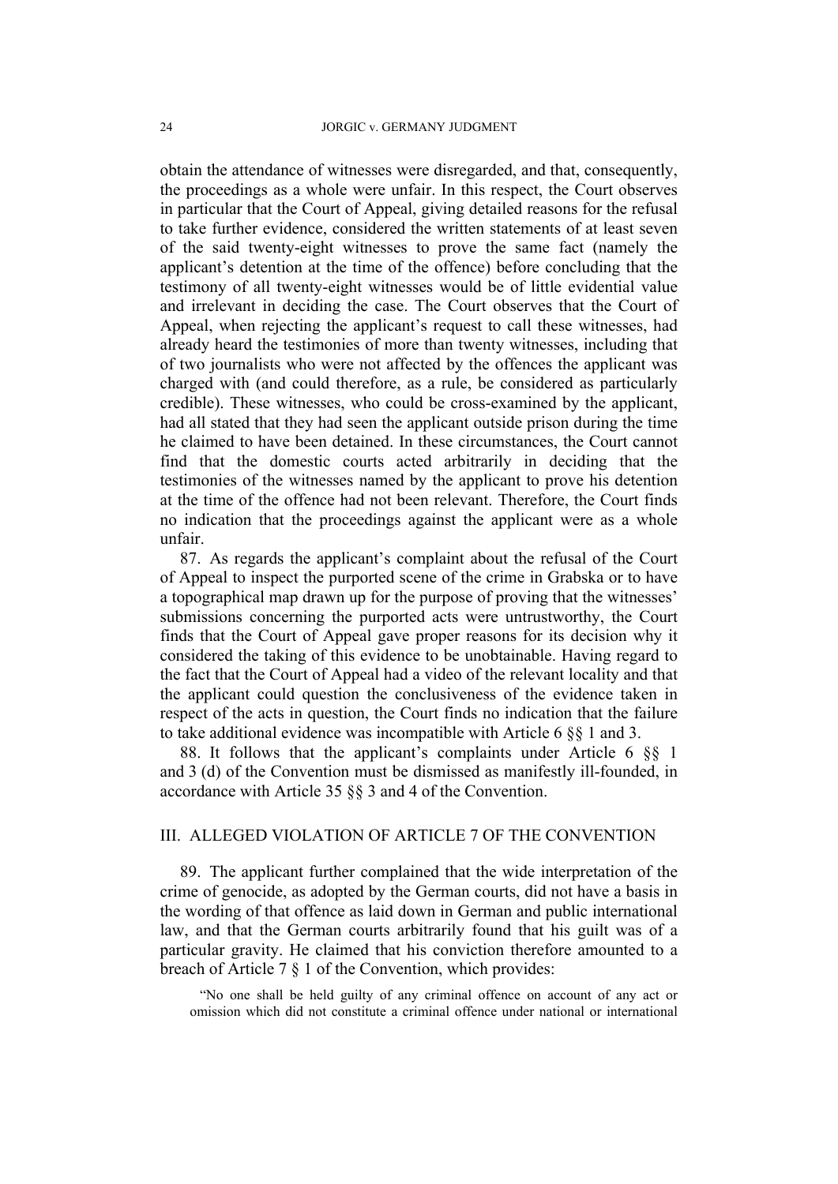obtain the attendance of witnesses were disregarded, and that, consequently, the proceedings as a whole were unfair. In this respect, the Court observes in particular that the Court of Appeal, giving detailed reasons for the refusal to take further evidence, considered the written statements of at least seven of the said twenty-eight witnesses to prove the same fact (namely the applicant's detention at the time of the offence) before concluding that the testimony of all twenty-eight witnesses would be of little evidential value and irrelevant in deciding the case. The Court observes that the Court of Appeal, when rejecting the applicant's request to call these witnesses, had already heard the testimonies of more than twenty witnesses, including that of two journalists who were not affected by the offences the applicant was charged with (and could therefore, as a rule, be considered as particularly credible). These witnesses, who could be cross-examined by the applicant, had all stated that they had seen the applicant outside prison during the time he claimed to have been detained. In these circumstances, the Court cannot find that the domestic courts acted arbitrarily in deciding that the testimonies of the witnesses named by the applicant to prove his detention at the time of the offence had not been relevant. Therefore, the Court finds no indication that the proceedings against the applicant were as a whole unfair.

87. As regards the applicant's complaint about the refusal of the Court of Appeal to inspect the purported scene of the crime in Grabska or to have a topographical map drawn up for the purpose of proving that the witnesses' submissions concerning the purported acts were untrustworthy, the Court finds that the Court of Appeal gave proper reasons for its decision why it considered the taking of this evidence to be unobtainable. Having regard to the fact that the Court of Appeal had a video of the relevant locality and that the applicant could question the conclusiveness of the evidence taken in respect of the acts in question, the Court finds no indication that the failure to take additional evidence was incompatible with Article 6 §§ 1 and 3.

88. It follows that the applicant's complaints under Article 6 §§ 1 and 3 (d) of the Convention must be dismissed as manifestly ill-founded, in accordance with Article 35 §§ 3 and 4 of the Convention.

## III. ALLEGED VIOLATION OF ARTICLE 7 OF THE CONVENTION

89. The applicant further complained that the wide interpretation of the crime of genocide, as adopted by the German courts, did not have a basis in the wording of that offence as laid down in German and public international law, and that the German courts arbitrarily found that his guilt was of a particular gravity. He claimed that his conviction therefore amounted to a breach of Article 7 § 1 of the Convention, which provides:

> "No one shall be held guilty of any criminal offence on account of any act or omission which did not constitute a criminal offence under national or international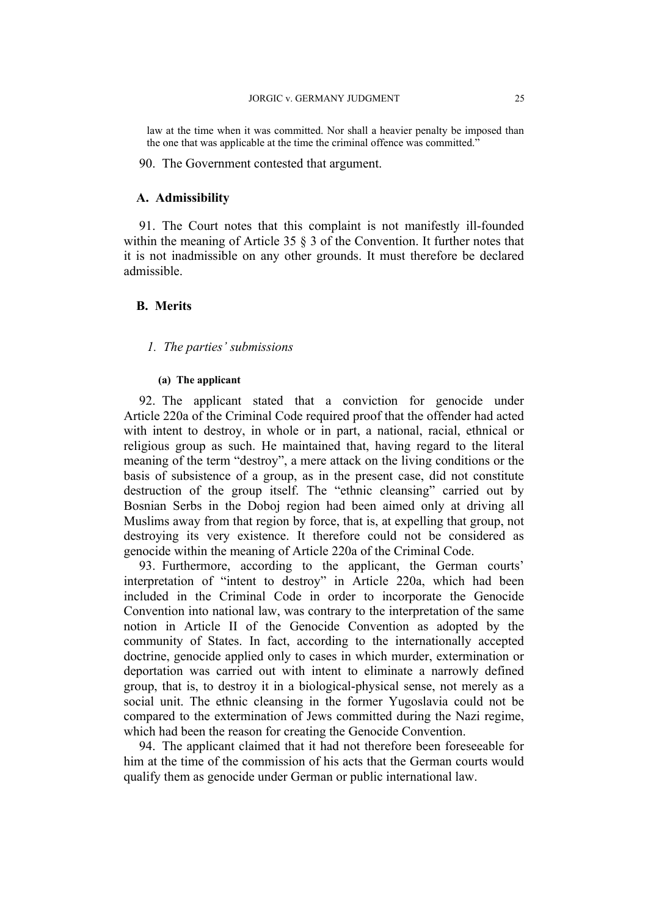law at the time when it was committed. Nor shall a heavier penalty be imposed than the one that was applicable at the time the criminal offence was committed."

90. The Government contested that argument.

## A. Admissibility

91. The Court notes that this complaint is not manifestly ill-founded within the meaning of Article 35 § 3 of the Convention. It further notes that it is not inadmissible on any other grounds. It must therefore be declared admissible.

## B. Merits

### *1. The parties' submissions*

#### (a) The applicant

92. The applicant stated that a conviction for genocide under Article 220a of the Criminal Code required proof that the offender had acted with intent to destroy, in whole or in part, a national, racial, ethnical or religious group as such. He maintained that, having regard to the literal meaning of the term "destroy", a mere attack on the living conditions or the basis of subsistence of a group, as in the present case, did not constitute destruction of the group itself. The "ethnic cleansing" carried out by Bosnian Serbs in the Doboj region had been aimed only at driving all Muslims away from that region by force, that is, at expelling that group, not destroying its very existence. It therefore could not be considered as genocide within the meaning of Article 220a of the Criminal Code.

93. Furthermore, according to the applicant, the German courts' interpretation of "intent to destroy" in Article 220a, which had been included in the Criminal Code in order to incorporate the Genocide Convention into national law, was contrary to the interpretation of the same notion in Article II of the Genocide Convention as adopted by the community of States. In fact, according to the internationally accepted doctrine, genocide applied only to cases in which murder, extermination or deportation was carried out with intent to eliminate a narrowly defined group, that is, to destroy it in a biological-physical sense, not merely as a social unit. The ethnic cleansing in the former Yugoslavia could not be compared to the extermination of Jews committed during the Nazi regime, which had been the reason for creating the Genocide Convention.

94. The applicant claimed that it had not therefore been foreseeable for him at the time of the commission of his acts that the German courts would qualify them as genocide under German or public international law.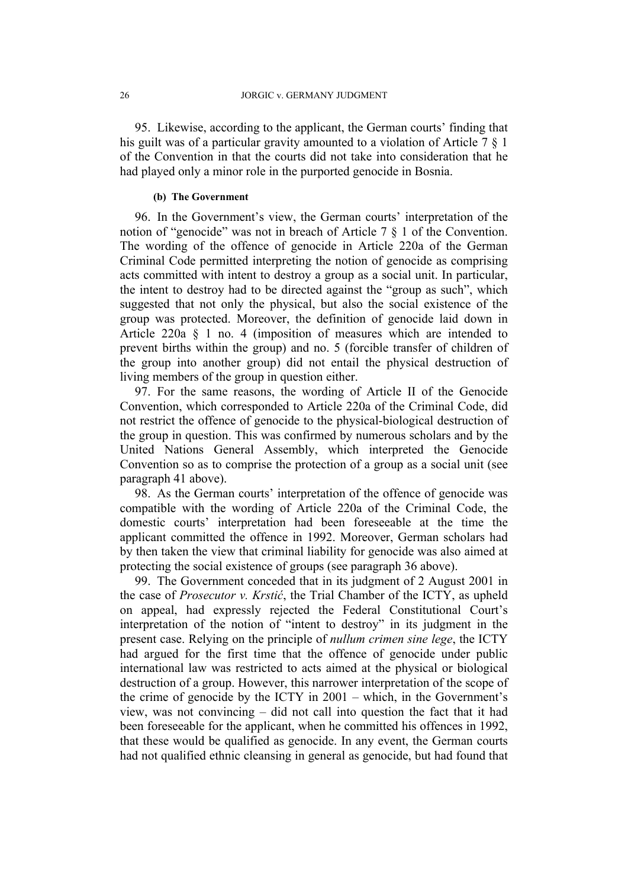95. Likewise, according to the applicant, the German courts' finding that his guilt was of a particular gravity amounted to a violation of Article 7 § 1 of the Convention in that the courts did not take into consideration that he had played only a minor role in the purported genocide in Bosnia.

#### (b) The Government

96. In the Government's view, the German courts' interpretation of the notion of "genocide" was not in breach of Article 7 § 1 of the Convention. The wording of the offence of genocide in Article 220a of the German Criminal Code permitted interpreting the notion of genocide as comprising acts committed with intent to destroy a group as a social unit. In particular, the intent to destroy had to be directed against the "group as such", which suggested that not only the physical, but also the social existence of the group was protected. Moreover, the definition of genocide laid down in Article 220a § 1 no. 4 (imposition of measures which are intended to prevent births within the group) and no. 5 (forcible transfer of children of the group into another group) did not entail the physical destruction of living members of the group in question either.

97. For the same reasons, the wording of Article II of the Genocide Convention, which corresponded to Article 220a of the Criminal Code, did not restrict the offence of genocide to the physical-biological destruction of the group in question. This was confirmed by numerous scholars and by the United Nations General Assembly, which interpreted the Genocide Convention so as to comprise the protection of a group as a social unit (see paragraph 41 above).

98. As the German courts' interpretation of the offence of genocide was compatible with the wording of Article 220a of the Criminal Code, the domestic courts' interpretation had been foreseeable at the time the applicant committed the offence in 1992. Moreover, German scholars had by then taken the view that criminal liability for genocide was also aimed at protecting the social existence of groups (see paragraph 36 above).

99. The Government conceded that in its judgment of 2 August 2001 in the case of *Prosecutor v. Krstić*, the Trial Chamber of the ICTY, as upheld on appeal, had expressly rejected the Federal Constitutional Court's interpretation of the notion of "intent to destroy" in its judgment in the present case. Relying on the principle of *nullum crimen sine lege*, the ICTY had argued for the first time that the offence of genocide under public international law was restricted to acts aimed at the physical or biological destruction of a group. However, this narrower interpretation of the scope of the crime of genocide by the ICTY in 2001 – which, in the Government's view, was not convincing – did not call into question the fact that it had been foreseeable for the applicant, when he committed his offences in 1992, that these would be qualified as genocide. In any event, the German courts had not qualified ethnic cleansing in general as genocide, but had found that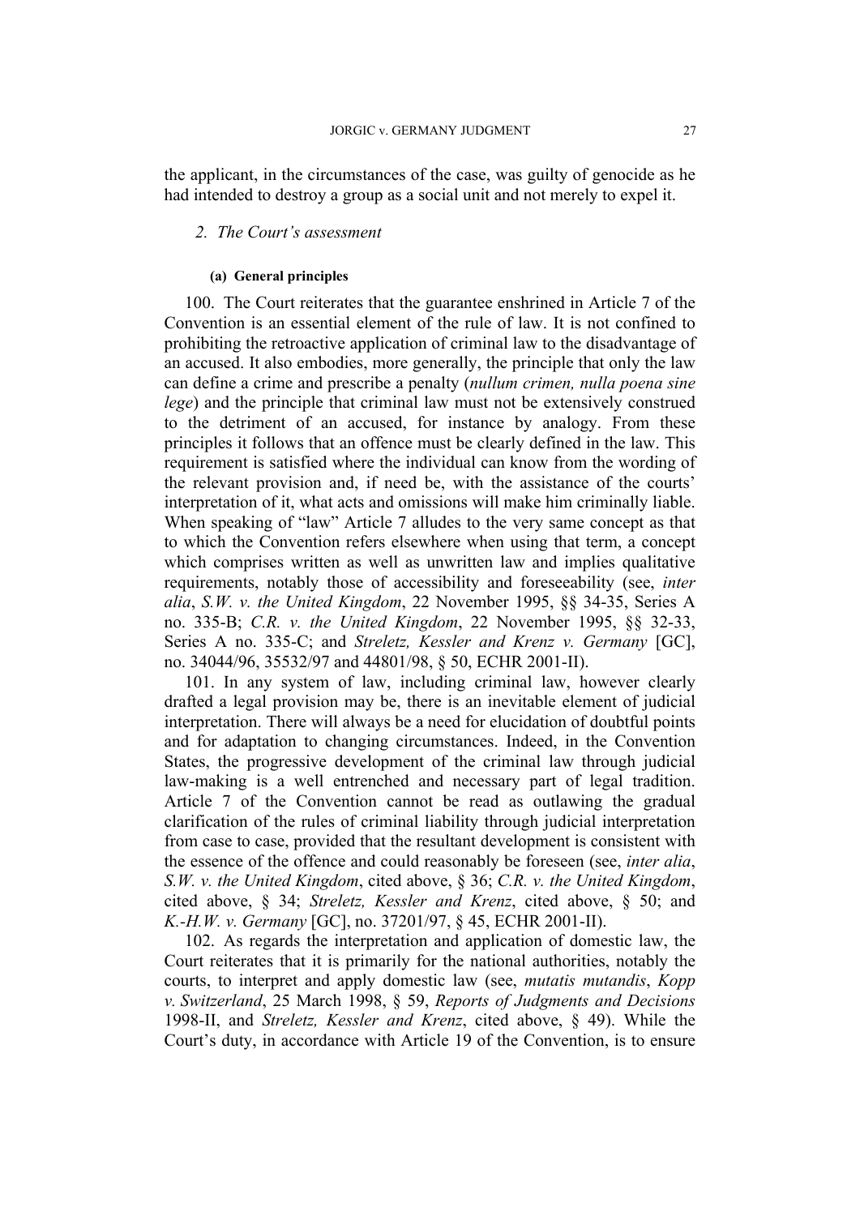the applicant, in the circumstances of the case, was guilty of genocide as he had intended to destroy a group as a social unit and not merely to expel it.

### *2. The Court's assessment*

#### (a) General principles

100. The Court reiterates that the guarantee enshrined in Article 7 of the Convention is an essential element of the rule of law. It is not confined to prohibiting the retroactive application of criminal law to the disadvantage of an accused. It also embodies, more generally, the principle that only the law can define a crime and prescribe a penalty (*nullum crimen, nulla poena sine lege*) and the principle that criminal law must not be extensively construed to the detriment of an accused, for instance by analogy. From these principles it follows that an offence must be clearly defined in the law. This requirement is satisfied where the individual can know from the wording of the relevant provision and, if need be, with the assistance of the courts' interpretation of it, what acts and omissions will make him criminally liable. When speaking of "law" Article 7 alludes to the very same concept as that to which the Convention refers elsewhere when using that term, a concept which comprises written as well as unwritten law and implies qualitative requirements, notably those of accessibility and foreseeability (see, *inter alia*, *S.W. v. the United Kingdom*, 22 November 1995, §§ 34-35, Series A no. 335-B; *C.R. v. the United Kingdom*, 22 November 1995, §§ 32-33, Series A no. 335-C; and *Streletz, Kessler and Krenz v. Germany* [GC], no. 34044/96, 35532/97 and 44801/98, § 50, ECHR 2001-II).

101. In any system of law, including criminal law, however clearly drafted a legal provision may be, there is an inevitable element of judicial interpretation. There will always be a need for elucidation of doubtful points and for adaptation to changing circumstances. Indeed, in the Convention States, the progressive development of the criminal law through judicial law-making is a well entrenched and necessary part of legal tradition. Article 7 of the Convention cannot be read as outlawing the gradual clarification of the rules of criminal liability through judicial interpretation from case to case, provided that the resultant development is consistent with the essence of the offence and could reasonably be foreseen (see, *inter alia*, *S.W. v. the United Kingdom*, cited above, § 36; *C.R. v. the United Kingdom*, cited above, § 34; *Streletz, Kessler and Krenz*, cited above, § 50; and *K.-H.W. v. Germany* [GC], no. 37201/97, § 45, ECHR 2001-II).

102. As regards the interpretation and application of domestic law, the Court reiterates that it is primarily for the national authorities, notably the courts, to interpret and apply domestic law (see, *mutatis mutandis*, *Kopp v. Switzerland*, 25 March 1998, § 59, *Reports of Judgments and Decisions* 1998-II, and *Streletz, Kessler and Krenz*, cited above, § 49). While the Court's duty, in accordance with Article 19 of the Convention, is to ensure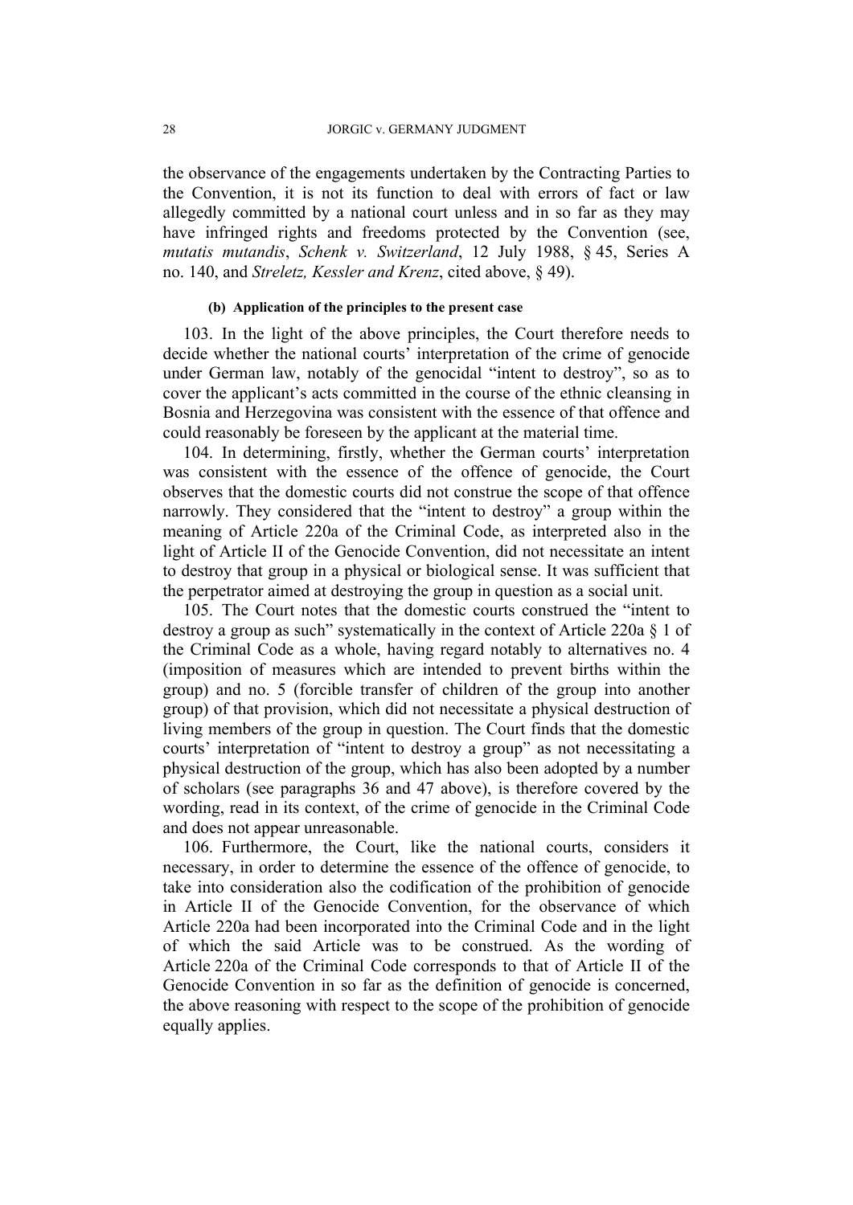the observance of the engagements undertaken by the Contracting Parties to the Convention, it is not its function to deal with errors of fact or law allegedly committed by a national court unless and in so far as they may have infringed rights and freedoms protected by the Convention (see, *mutatis mutandis*, *Schenk v. Switzerland*, 12 July 1988, § 45, Series A no. 140, and *Streletz, Kessler and Krenz*, cited above, § 49).

#### (b) Application of the principles to the present case

103. In the light of the above principles, the Court therefore needs to decide whether the national courts' interpretation of the crime of genocide under German law, notably of the genocidal "intent to destroy", so as to cover the applicant's acts committed in the course of the ethnic cleansing in Bosnia and Herzegovina was consistent with the essence of that offence and could reasonably be foreseen by the applicant at the material time.

104. In determining, firstly, whether the German courts' interpretation was consistent with the essence of the offence of genocide, the Court observes that the domestic courts did not construe the scope of that offence narrowly. They considered that the "intent to destroy" a group within the meaning of Article 220a of the Criminal Code, as interpreted also in the light of Article II of the Genocide Convention, did not necessitate an intent to destroy that group in a physical or biological sense. It was sufficient that the perpetrator aimed at destroying the group in question as a social unit.

105. The Court notes that the domestic courts construed the "intent to destroy a group as such" systematically in the context of Article 220a § 1 of the Criminal Code as a whole, having regard notably to alternatives no. 4 (imposition of measures which are intended to prevent births within the group) and no. 5 (forcible transfer of children of the group into another group) of that provision, which did not necessitate a physical destruction of living members of the group in question. The Court finds that the domestic courts' interpretation of "intent to destroy a group" as not necessitating a physical destruction of the group, which has also been adopted by a number of scholars (see paragraphs 36 and 47 above), is therefore covered by the wording, read in its context, of the crime of genocide in the Criminal Code and does not appear unreasonable.

106. Furthermore, the Court, like the national courts, considers it necessary, in order to determine the essence of the offence of genocide, to take into consideration also the codification of the prohibition of genocide in Article II of the Genocide Convention, for the observance of which Article 220a had been incorporated into the Criminal Code and in the light of which the said Article was to be construed. As the wording of Article 220a of the Criminal Code corresponds to that of Article II of the Genocide Convention in so far as the definition of genocide is concerned, the above reasoning with respect to the scope of the prohibition of genocide equally applies.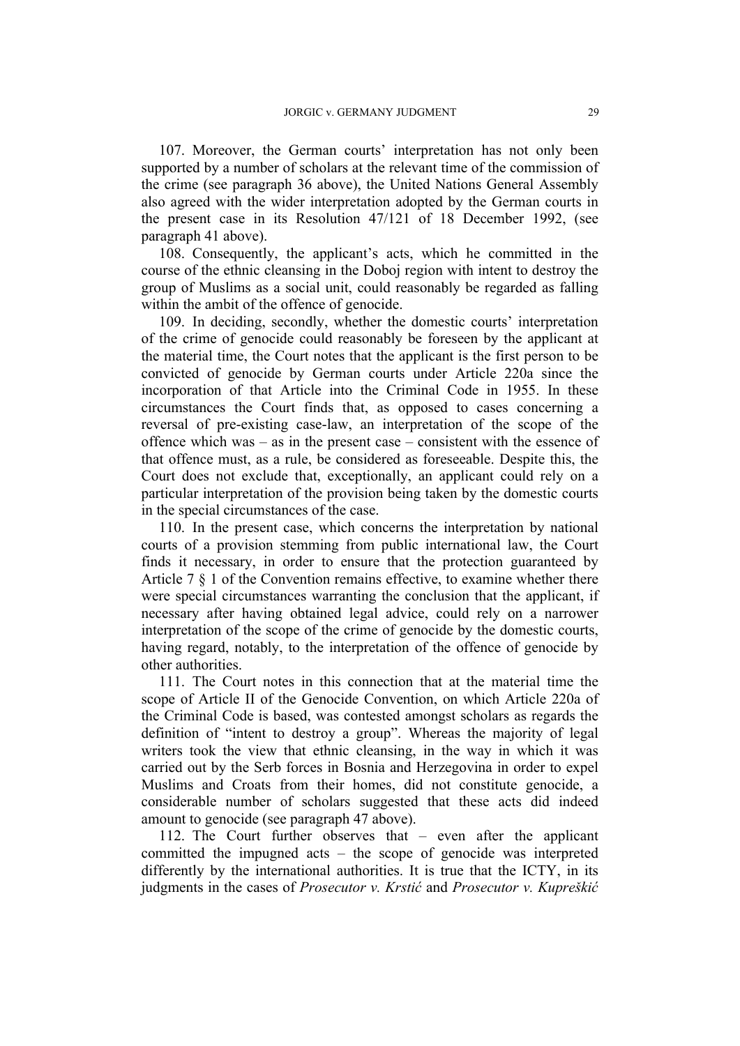107. Moreover, the German courts' interpretation has not only been supported by a number of scholars at the relevant time of the commission of the crime (see paragraph 36 above), the United Nations General Assembly also agreed with the wider interpretation adopted by the German courts in the present case in its Resolution 47/121 of 18 December 1992, (see paragraph 41 above).

108. Consequently, the applicant's acts, which he committed in the course of the ethnic cleansing in the Doboj region with intent to destroy the group of Muslims as a social unit, could reasonably be regarded as falling within the ambit of the offence of genocide.

109. In deciding, secondly, whether the domestic courts' interpretation of the crime of genocide could reasonably be foreseen by the applicant at the material time, the Court notes that the applicant is the first person to be convicted of genocide by German courts under Article 220a since the incorporation of that Article into the Criminal Code in 1955. In these circumstances the Court finds that, as opposed to cases concerning a reversal of pre-existing case-law, an interpretation of the scope of the offence which was – as in the present case – consistent with the essence of that offence must, as a rule, be considered as foreseeable. Despite this, the Court does not exclude that, exceptionally, an applicant could rely on a particular interpretation of the provision being taken by the domestic courts in the special circumstances of the case.

110. In the present case, which concerns the interpretation by national courts of a provision stemming from public international law, the Court finds it necessary, in order to ensure that the protection guaranteed by Article 7 § 1 of the Convention remains effective, to examine whether there were special circumstances warranting the conclusion that the applicant, if necessary after having obtained legal advice, could rely on a narrower interpretation of the scope of the crime of genocide by the domestic courts, having regard, notably, to the interpretation of the offence of genocide by other authorities.

111. The Court notes in this connection that at the material time the scope of Article II of the Genocide Convention, on which Article 220a of the Criminal Code is based, was contested amongst scholars as regards the definition of "intent to destroy a group". Whereas the majority of legal writers took the view that ethnic cleansing, in the way in which it was carried out by the Serb forces in Bosnia and Herzegovina in order to expel Muslims and Croats from their homes, did not constitute genocide, a considerable number of scholars suggested that these acts did indeed amount to genocide (see paragraph 47 above).

112. The Court further observes that – even after the applicant committed the impugned acts – the scope of genocide was interpreted differently by the international authorities. It is true that the ICTY, in its judgments in the cases of *Prosecutor v. Krstić* and *Prosecutor v. Kupreškić*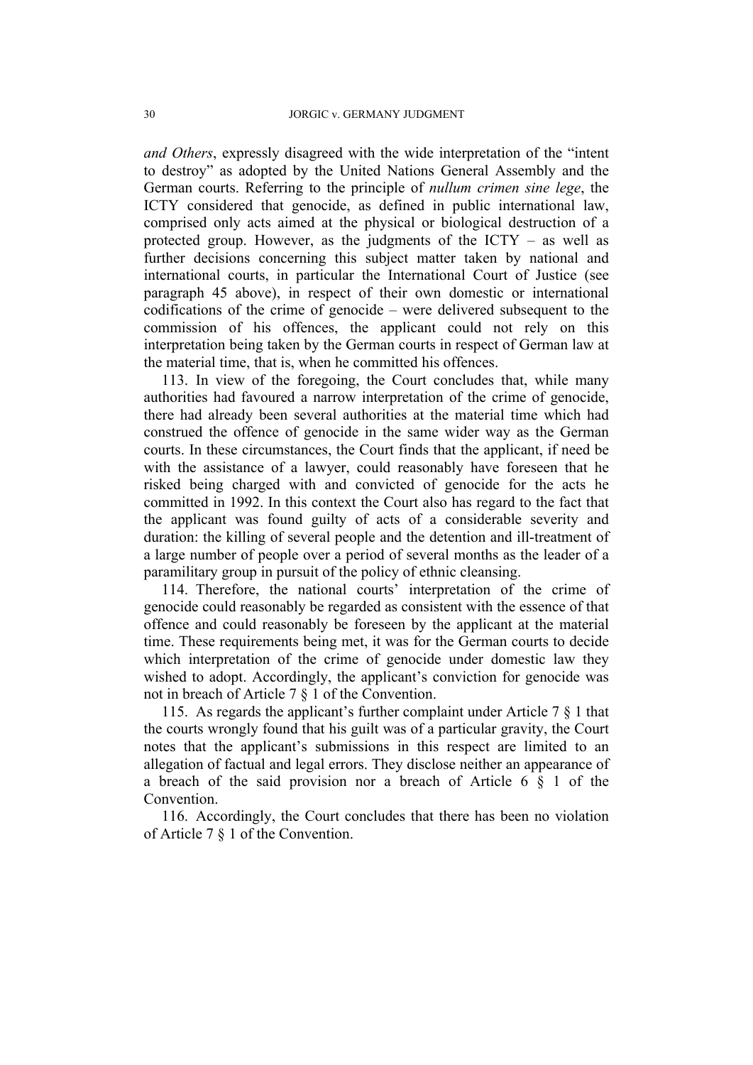*and Others*, expressly disagreed with the wide interpretation of the "intent to destroy" as adopted by the United Nations General Assembly and the German courts. Referring to the principle of *nullum crimen sine lege*, the ICTY considered that genocide, as defined in public international law, comprised only acts aimed at the physical or biological destruction of a protected group. However, as the judgments of the ICTY – as well as further decisions concerning this subject matter taken by national and international courts, in particular the International Court of Justice (see paragraph 45 above), in respect of their own domestic or international codifications of the crime of genocide – were delivered subsequent to the commission of his offences, the applicant could not rely on this interpretation being taken by the German courts in respect of German law at the material time, that is, when he committed his offences.

113. In view of the foregoing, the Court concludes that, while many authorities had favoured a narrow interpretation of the crime of genocide, there had already been several authorities at the material time which had construed the offence of genocide in the same wider way as the German courts. In these circumstances, the Court finds that the applicant, if need be with the assistance of a lawyer, could reasonably have foreseen that he risked being charged with and convicted of genocide for the acts he committed in 1992. In this context the Court also has regard to the fact that the applicant was found guilty of acts of a considerable severity and duration: the killing of several people and the detention and ill-treatment of a large number of people over a period of several months as the leader of a paramilitary group in pursuit of the policy of ethnic cleansing.

114. Therefore, the national courts' interpretation of the crime of genocide could reasonably be regarded as consistent with the essence of that offence and could reasonably be foreseen by the applicant at the material time. These requirements being met, it was for the German courts to decide which interpretation of the crime of genocide under domestic law they wished to adopt. Accordingly, the applicant's conviction for genocide was not in breach of Article 7 § 1 of the Convention.

115. As regards the applicant's further complaint under Article 7 § 1 that the courts wrongly found that his guilt was of a particular gravity, the Court notes that the applicant's submissions in this respect are limited to an allegation of factual and legal errors. They disclose neither an appearance of a breach of the said provision nor a breach of Article 6 § 1 of the Convention.

116. Accordingly, the Court concludes that there has been no violation of Article 7 § 1 of the Convention.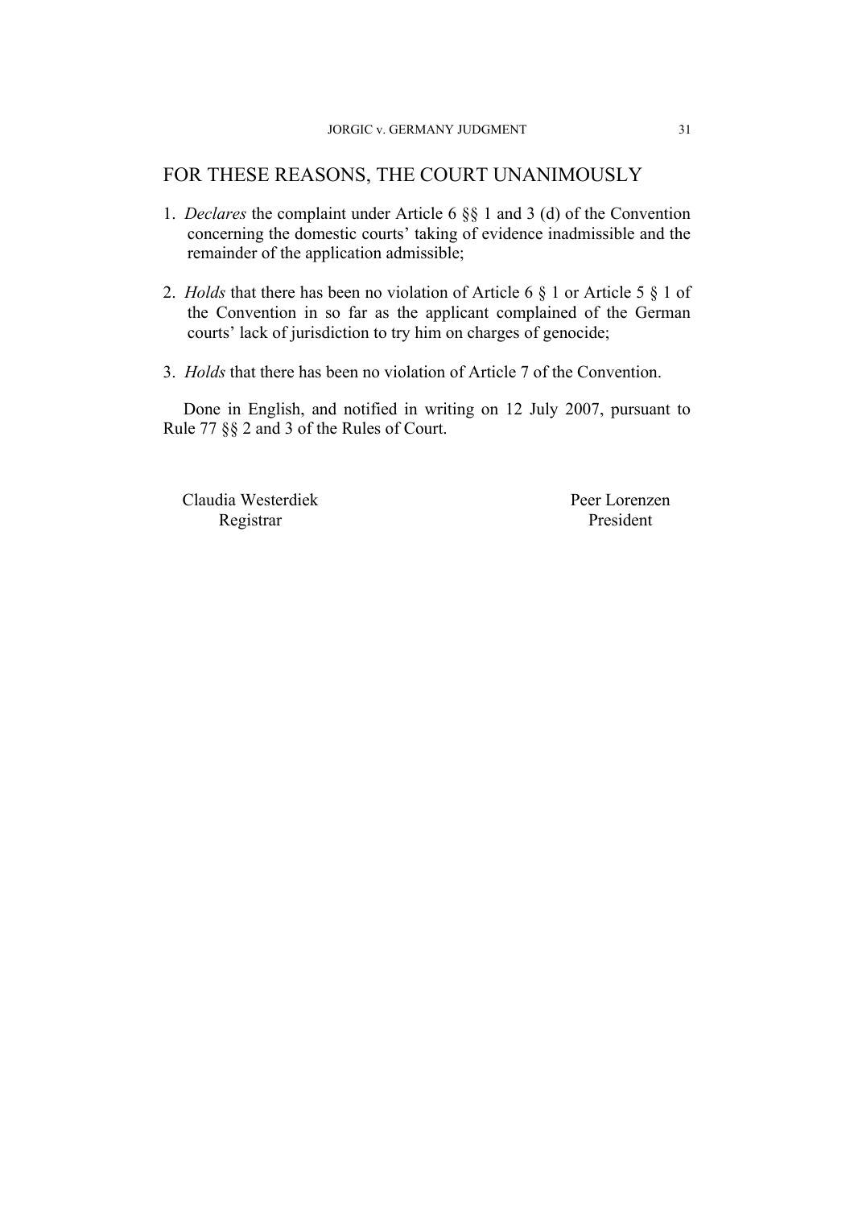## FOR THESE REASONS, THE COURT UNANIMOUSLY

1. *Declares* the complaint under Article 6 §§ 1 and 3 (d) of the Convention concerning the domestic courts' taking of evidence inadmissible and the remainder of the application admissible;

2. *Holds* that there has been no violation of Article 6 § 1 or Article 5 § 1 of the Convention in so far as the applicant complained of the German courts' lack of jurisdiction to try him on charges of genocide;

3. *Holds* that there has been no violation of Article 7 of the Convention.

Done in English, and notified in writing on 12 July 2007, pursuant to Rule 77 §§ 2 and 3 of the Rules of Court.

Claudia Westerdiek
Registrar

Peer Lorenzen
President